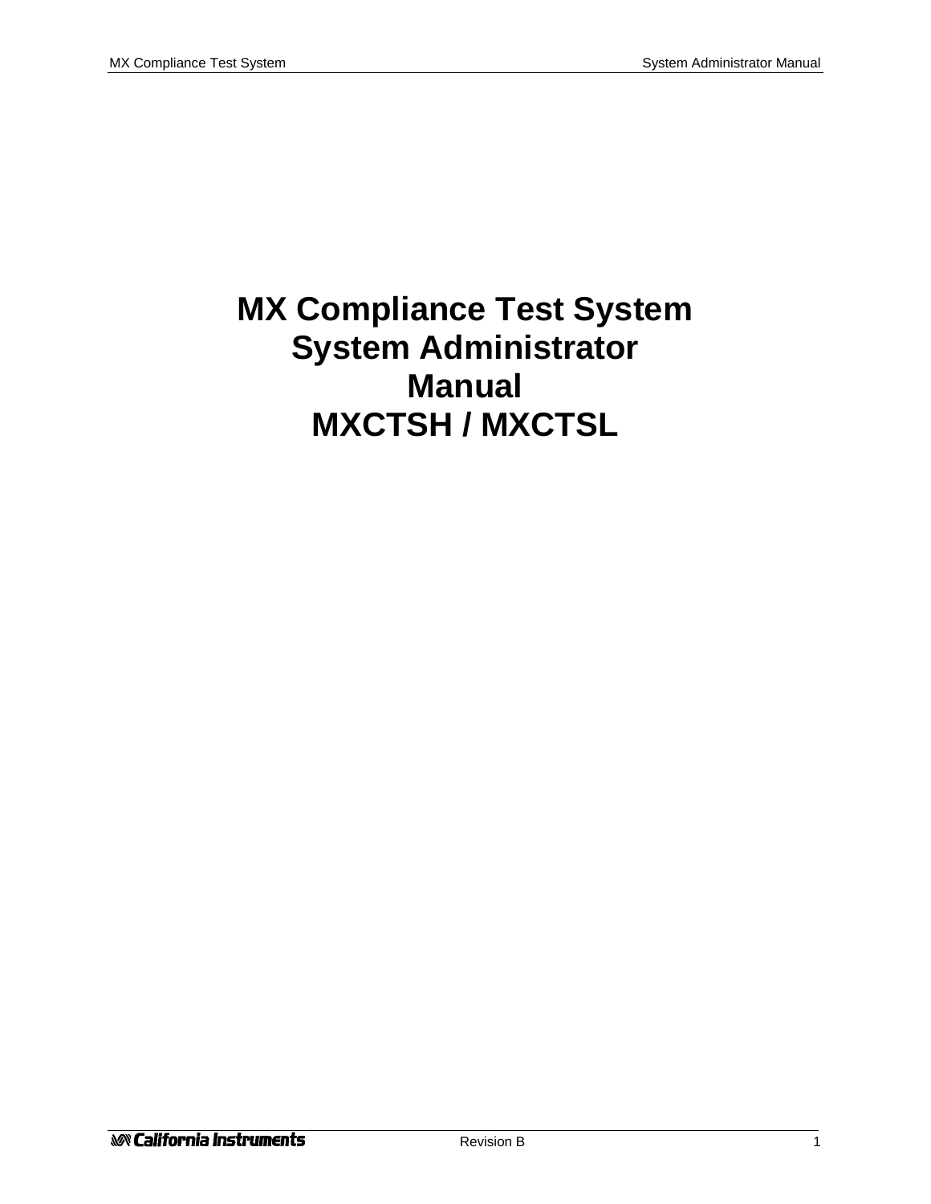# MX Compliance Test System System Administrator Manual MXCTSH / MXCTSL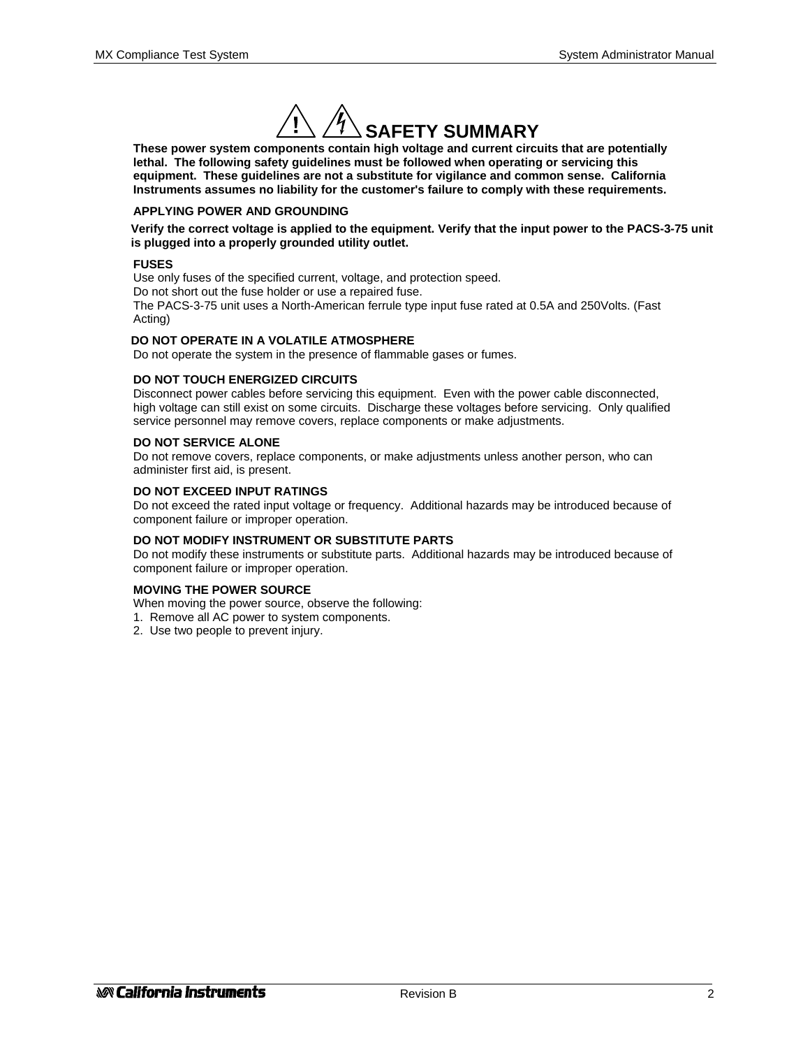# SAFETY SUMMARY

**These power system components contain high voltage and current circuits that are potentially lethal. The following safety guidelines must be followed when operating or servicing this equipment. These guidelines are not a substitute for vigilance and common sense. California Instruments assumes no liability for the customer's failure to comply with these requirements.**

### APPLYING POWER AND GROUNDING

**Verify the correct voltage is applied to the equipment. Verify that the input power to the PACS-3-75 unit is plugged into a properly grounded utility outlet.**

### FUSES

Use only fuses of the specified current, voltage, and protection speed.
Do not short out the fuse holder or use a repaired fuse.
The PACS-3-75 unit uses a North-American ferrule type input fuse rated at 0.5A and 250Volts. (Fast Acting)

### DO NOT OPERATE IN A VOLATILE ATMOSPHERE

Do not operate the system in the presence of flammable gases or fumes.

### DO NOT TOUCH ENERGIZED CIRCUITS

Disconnect power cables before servicing this equipment. Even with the power cable disconnected, high voltage can still exist on some circuits. Discharge these voltages before servicing. Only qualified service personnel may remove covers, replace components or make adjustments.

### DO NOT SERVICE ALONE

Do not remove covers, replace components, or make adjustments unless another person, who can administer first aid, is present.

### DO NOT EXCEED INPUT RATINGS

Do not exceed the rated input voltage or frequency. Additional hazards may be introduced because of component failure or improper operation.

### DO NOT MODIFY INSTRUMENT OR SUBSTITUTE PARTS

Do not modify these instruments or substitute parts. Additional hazards may be introduced because of component failure or improper operation.

### MOVING THE POWER SOURCE

When moving the power source, observe the following:

1. Remove all AC power to system components.
2. Use two people to prevent injury.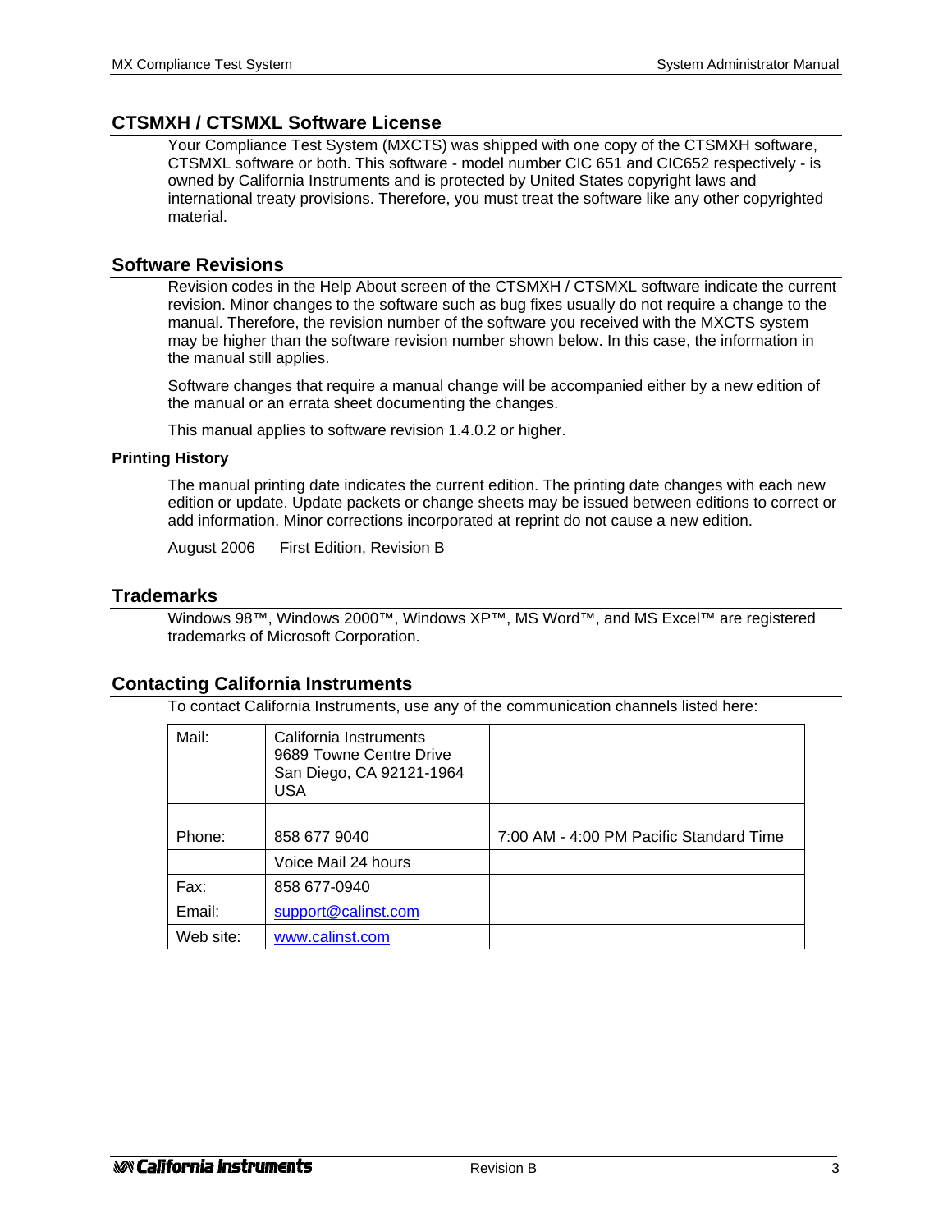## CTSMXH / CTSMXL Software License

Your Compliance Test System (MXCTS) was shipped with one copy of the CTSMXH software, CTSMXL software or both. This software - model number CIC 651 and CIC652 respectively - is owned by California Instruments and is protected by United States copyright laws and international treaty provisions. Therefore, you must treat the software like any other copyrighted material.

## Software Revisions

Revision codes in the Help About screen of the CTSMXH / CTSMXL software indicate the current revision. Minor changes to the software such as bug fixes usually do not require a change to the manual. Therefore, the revision number of the software you received with the MXCTS system may be higher than the software revision number shown below. In this case, the information in the manual still applies.

Software changes that require a manual change will be accompanied either by a new edition of the manual or an errata sheet documenting the changes.

This manual applies to software revision 1.4.0.2 or higher.

### Printing History

The manual printing date indicates the current edition. The printing date changes with each new edition or update. Update packets or change sheets may be issued between editions to correct or add information. Minor corrections incorporated at reprint do not cause a new edition.

August 2006 First Edition, Revision B

## Trademarks

Windows 98™, Windows 2000™, Windows XP™, MS Word™, and MS Excel™ are registered trademarks of Microsoft Corporation.

## Contacting California Instruments

To contact California Instruments, use any of the communication channels listed here:

| | | |
|---|---|---|
| Mail: | California Instruments<br>9689 Towne Centre Drive<br>San Diego, CA 92121-1964<br>USA | |
| | | |
| Phone: | 858 677 9040 | 7:00 AM - 4:00 PM Pacific Standard Time |
| | Voice Mail 24 hours | |
| Fax: | 858 677-0940 | |
| Email: | support@calinst.com | |
| Web site: | www.calinst.com | |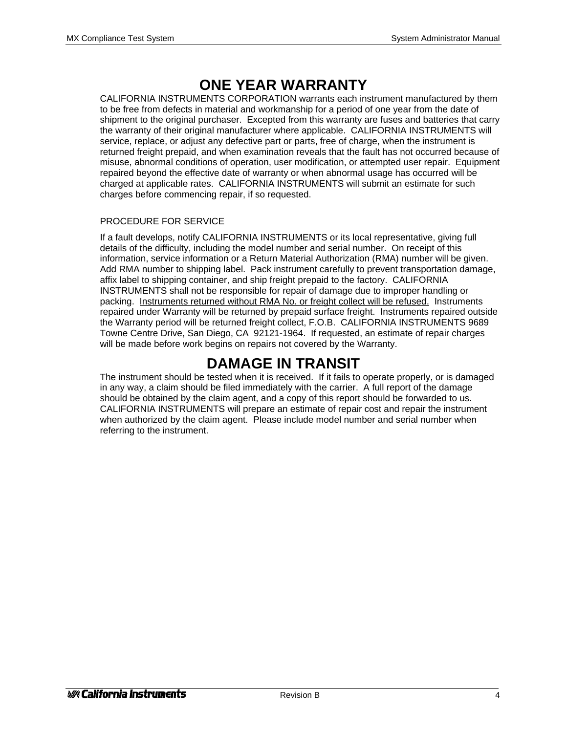# ONE YEAR WARRANTY

CALIFORNIA INSTRUMENTS CORPORATION warrants each instrument manufactured by them to be free from defects in material and workmanship for a period of one year from the date of shipment to the original purchaser. Excepted from this warranty are fuses and batteries that carry the warranty of their original manufacturer where applicable. CALIFORNIA INSTRUMENTS will service, replace, or adjust any defective part or parts, free of charge, when the instrument is returned freight prepaid, and when examination reveals that the fault has not occurred because of misuse, abnormal conditions of operation, user modification, or attempted user repair. Equipment repaired beyond the effective date of warranty or when abnormal usage has occurred will be charged at applicable rates. CALIFORNIA INSTRUMENTS will submit an estimate for such charges before commencing repair, if so requested.

PROCEDURE FOR SERVICE

If a fault develops, notify CALIFORNIA INSTRUMENTS or its local representative, giving full details of the difficulty, including the model number and serial number. On receipt of this information, service information or a Return Material Authorization (RMA) number will be given. Add RMA number to shipping label. Pack instrument carefully to prevent transportation damage, affix label to shipping container, and ship freight prepaid to the factory. CALIFORNIA INSTRUMENTS shall not be responsible for repair of damage due to improper handling or packing. Instruments returned without RMA No. or freight collect will be refused. Instruments repaired under Warranty will be returned by prepaid surface freight. Instruments repaired outside the Warranty period will be returned freight collect, F.O.B. CALIFORNIA INSTRUMENTS 9689 Towne Centre Drive, San Diego, CA 92121-1964. If requested, an estimate of repair charges will be made before work begins on repairs not covered by the Warranty.

# DAMAGE IN TRANSIT

The instrument should be tested when it is received. If it fails to operate properly, or is damaged in any way, a claim should be filed immediately with the carrier. A full report of the damage should be obtained by the claim agent, and a copy of this report should be forwarded to us. CALIFORNIA INSTRUMENTS will prepare an estimate of repair cost and repair the instrument when authorized by the claim agent. Please include model number and serial number when referring to the instrument.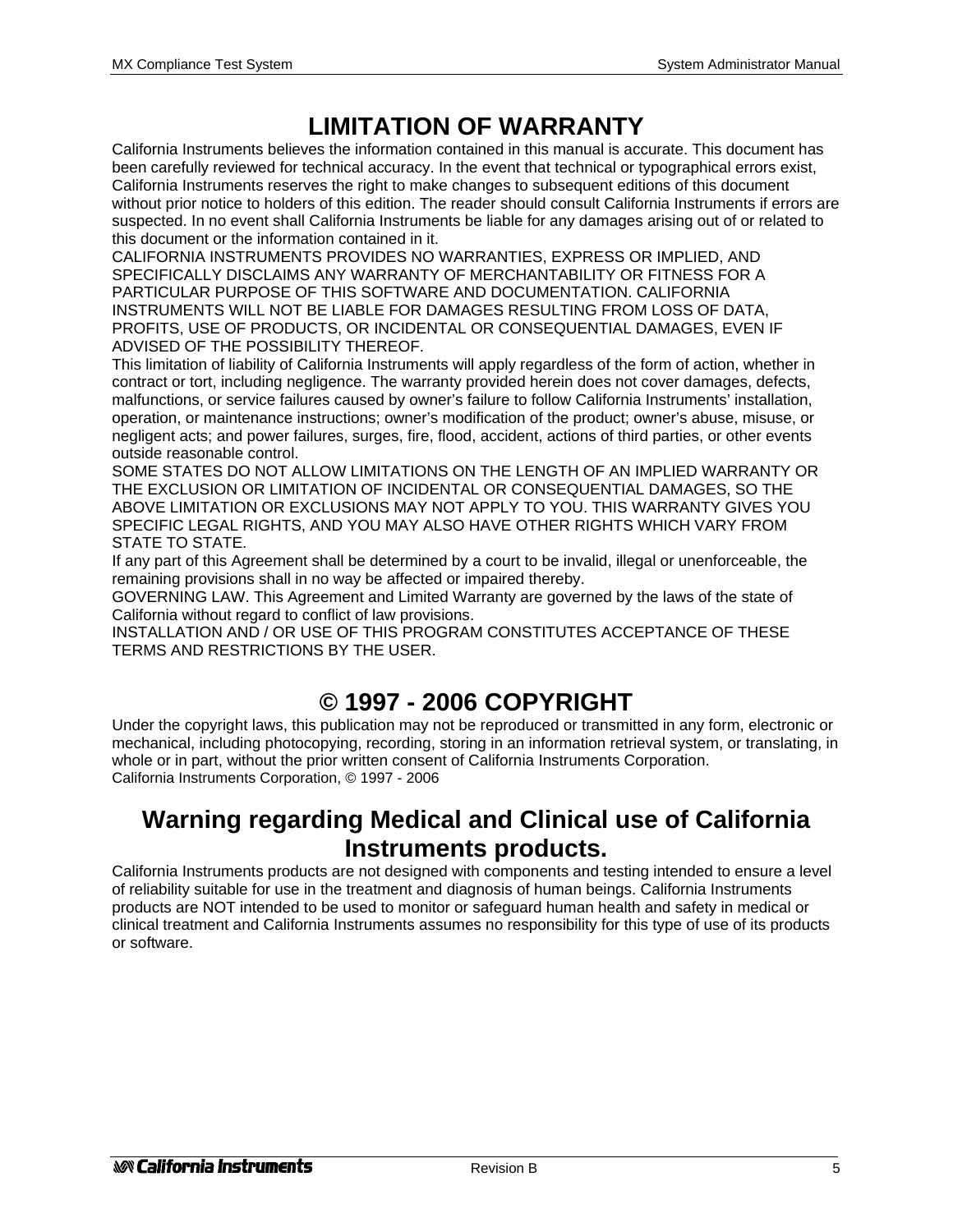# LIMITATION OF WARRANTY

California Instruments believes the information contained in this manual is accurate. This document has been carefully reviewed for technical accuracy. In the event that technical or typographical errors exist, California Instruments reserves the right to make changes to subsequent editions of this document without prior notice to holders of this edition. The reader should consult California Instruments if errors are suspected. In no event shall California Instruments be liable for any damages arising out of or related to this document or the information contained in it.

CALIFORNIA INSTRUMENTS PROVIDES NO WARRANTIES, EXPRESS OR IMPLIED, AND SPECIFICALLY DISCLAIMS ANY WARRANTY OF MERCHANTABILITY OR FITNESS FOR A PARTICULAR PURPOSE OF THIS SOFTWARE AND DOCUMENTATION. CALIFORNIA INSTRUMENTS WILL NOT BE LIABLE FOR DAMAGES RESULTING FROM LOSS OF DATA, PROFITS, USE OF PRODUCTS, OR INCIDENTAL OR CONSEQUENTIAL DAMAGES, EVEN IF ADVISED OF THE POSSIBILITY THEREOF.

This limitation of liability of California Instruments will apply regardless of the form of action, whether in contract or tort, including negligence. The warranty provided herein does not cover damages, defects, malfunctions, or service failures caused by owner's failure to follow California Instruments' installation, operation, or maintenance instructions; owner's modification of the product; owner's abuse, misuse, or negligent acts; and power failures, surges, fire, flood, accident, actions of third parties, or other events outside reasonable control.

SOME STATES DO NOT ALLOW LIMITATIONS ON THE LENGTH OF AN IMPLIED WARRANTY OR THE EXCLUSION OR LIMITATION OF INCIDENTAL OR CONSEQUENTIAL DAMAGES, SO THE ABOVE LIMITATION OR EXCLUSIONS MAY NOT APPLY TO YOU. THIS WARRANTY GIVES YOU SPECIFIC LEGAL RIGHTS, AND YOU MAY ALSO HAVE OTHER RIGHTS WHICH VARY FROM STATE TO STATE.

If any part of this Agreement shall be determined by a court to be invalid, illegal or unenforceable, the remaining provisions shall in no way be affected or impaired thereby.

GOVERNING LAW. This Agreement and Limited Warranty are governed by the laws of the state of California without regard to conflict of law provisions.

INSTALLATION AND / OR USE OF THIS PROGRAM CONSTITUTES ACCEPTANCE OF THESE TERMS AND RESTRICTIONS BY THE USER.

# © 1997 - 2006 COPYRIGHT

Under the copyright laws, this publication may not be reproduced or transmitted in any form, electronic or mechanical, including photocopying, recording, storing in an information retrieval system, or translating, in whole or in part, without the prior written consent of California Instruments Corporation.

California Instruments Corporation, © 1997 - 2006

# Warning regarding Medical and Clinical use of California Instruments products.

California Instruments products are not designed with components and testing intended to ensure a level of reliability suitable for use in the treatment and diagnosis of human beings. California Instruments products are NOT intended to be used to monitor or safeguard human health and safety in medical or clinical treatment and California Instruments assumes no responsibility for this type of use of its products or software.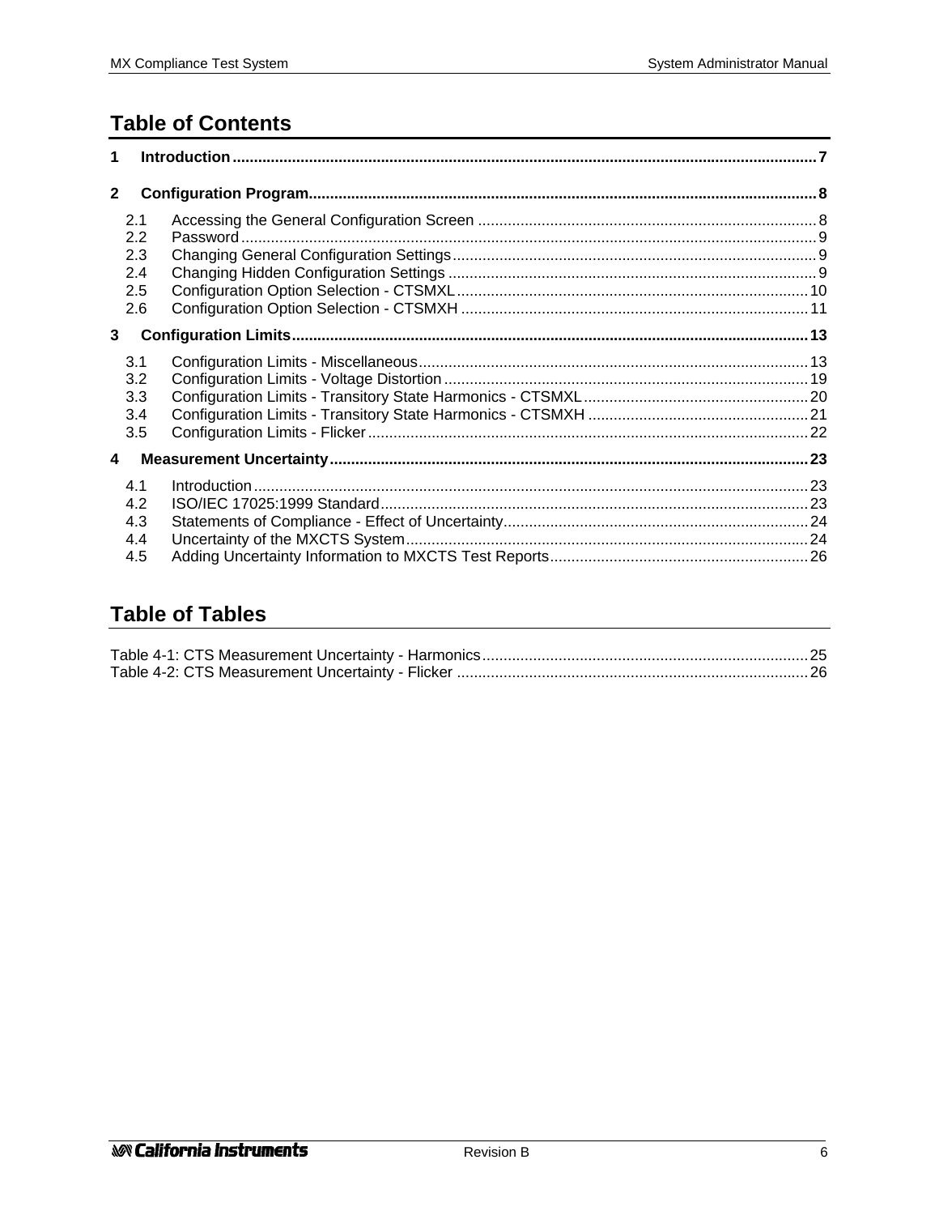# Table of Contents

**1 Introduction** ........................................................................ 7

**2 Configuration Program** ........................................................................ 8

- 2.1 Accessing the General Configuration Screen ........................................................................ 8
- 2.2 Password ........................................................................ 9
- 2.3 Changing General Configuration Settings ........................................................................ 9
- 2.4 Changing Hidden Configuration Settings ........................................................................ 9
- 2.5 Configuration Option Selection - CTSMXL ........................................................................ 10
- 2.6 Configuration Option Selection - CTSMXH ........................................................................ 11

**3 Configuration Limits** ........................................................................ 13

- 3.1 Configuration Limits - Miscellaneous ........................................................................ 13
- 3.2 Configuration Limits - Voltage Distortion ........................................................................ 19
- 3.3 Configuration Limits - Transitory State Harmonics - CTSMXL ........................................................................ 20
- 3.4 Configuration Limits - Transitory State Harmonics - CTSMXH ........................................................................ 21
- 3.5 Configuration Limits - Flicker ........................................................................ 22

**4 Measurement Uncertainty** ........................................................................ 23

- 4.1 Introduction ........................................................................ 23
- 4.2 ISO/IEC 17025:1999 Standard ........................................................................ 23
- 4.3 Statements of Compliance - Effect of Uncertainty ........................................................................ 24
- 4.4 Uncertainty of the MXCTS System ........................................................................ 24
- 4.5 Adding Uncertainty Information to MXCTS Test Reports ........................................................................ 26

# Table of Tables

Table 4-1: CTS Measurement Uncertainty - Harmonics ........................................................................ 25
Table 4-2: CTS Measurement Uncertainty - Flicker ........................................................................ 26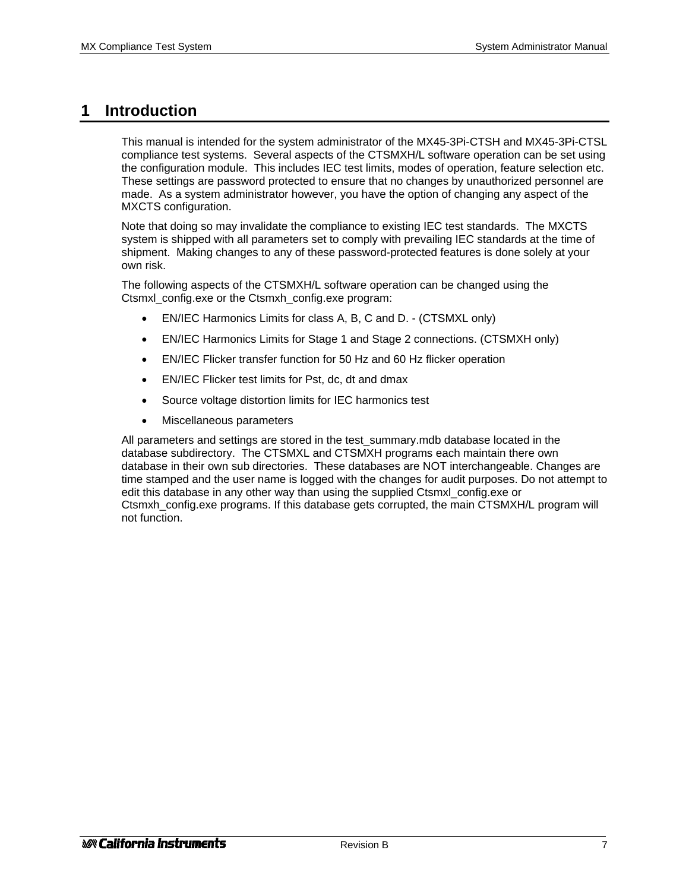# 1 Introduction

This manual is intended for the system administrator of the MX45-3Pi-CTSH and MX45-3Pi-CTSL compliance test systems. Several aspects of the CTSMXH/L software operation can be set using the configuration module. This includes IEC test limits, modes of operation, feature selection etc. These settings are password protected to ensure that no changes by unauthorized personnel are made. As a system administrator however, you have the option of changing any aspect of the MXCTS configuration.

Note that doing so may invalidate the compliance to existing IEC test standards. The MXCTS system is shipped with all parameters set to comply with prevailing IEC standards at the time of shipment. Making changes to any of these password-protected features is done solely at your own risk.

The following aspects of the CTSMXH/L software operation can be changed using the Ctsmxl_config.exe or the Ctsmxh_config.exe program:

- EN/IEC Harmonics Limits for class A, B, C and D. - (CTSMXL only)
- EN/IEC Harmonics Limits for Stage 1 and Stage 2 connections. (CTSMXH only)
- EN/IEC Flicker transfer function for 50 Hz and 60 Hz flicker operation
- EN/IEC Flicker test limits for Pst, dc, dt and dmax
- Source voltage distortion limits for IEC harmonics test
- Miscellaneous parameters

All parameters and settings are stored in the test_summary.mdb database located in the database subdirectory. The CTSMXL and CTSMXH programs each maintain there own database in their own sub directories. These databases are NOT interchangeable. Changes are time stamped and the user name is logged with the changes for audit purposes. Do not attempt to edit this database in any other way than using the supplied Ctsmxl_config.exe or Ctsmxh_config.exe programs. If this database gets corrupted, the main CTSMXH/L program will not function.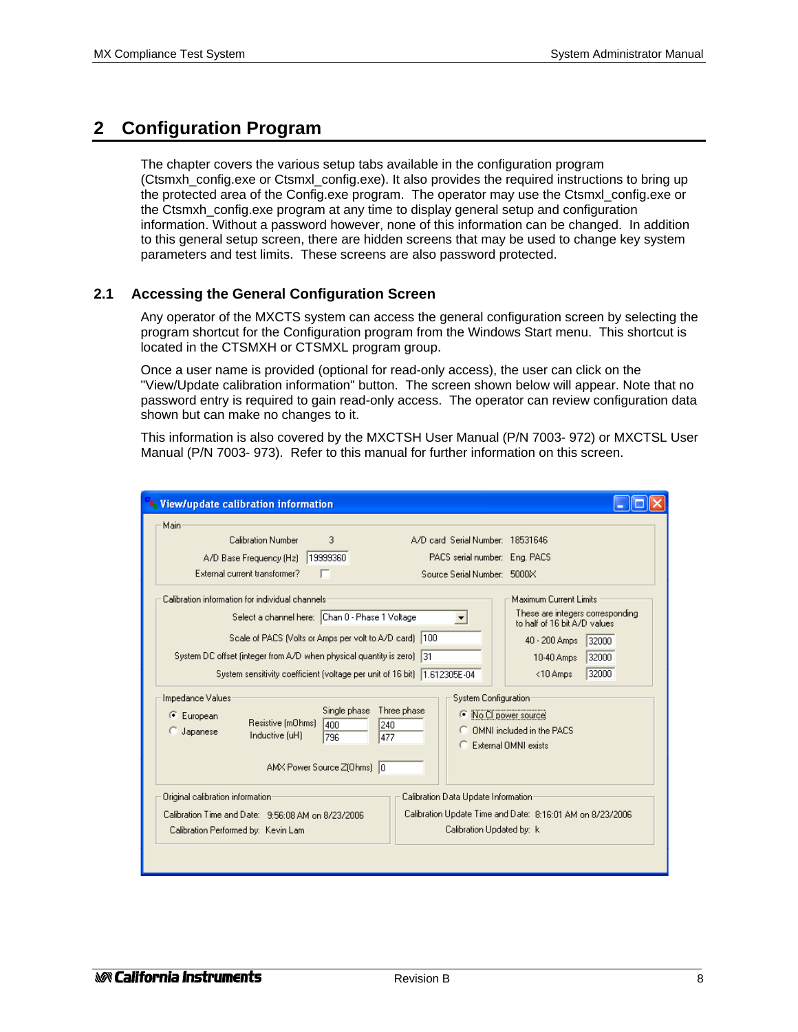# 2 Configuration Program

The chapter covers the various setup tabs available in the configuration program (Ctsmxh_config.exe or Ctsmxl_config.exe). It also provides the required instructions to bring up the protected area of the Config.exe program. The operator may use the Ctsmxl_config.exe or the Ctsmxh_config.exe program at any time to display general setup and configuration information. Without a password however, none of this information can be changed. In addition to this general setup screen, there are hidden screens that may be used to change key system parameters and test limits. These screens are also password protected.

## 2.1 Accessing the General Configuration Screen

Any operator of the MXCTS system can access the general configuration screen by selecting the program shortcut for the Configuration program from the Windows Start menu. This shortcut is located in the CTSMXH or CTSMXL program group.

Once a user name is provided (optional for read-only access), the user can click on the "View/Update calibration information" button. The screen shown below will appear. Note that no password entry is required to gain read-only access. The operator can review configuration data shown but can make no changes to it.

This information is also covered by the MXCTSH User Manual (P/N 7003- 972) or MXCTSL User Manual (P/N 7003- 973). Refer to this manual for further information on this screen.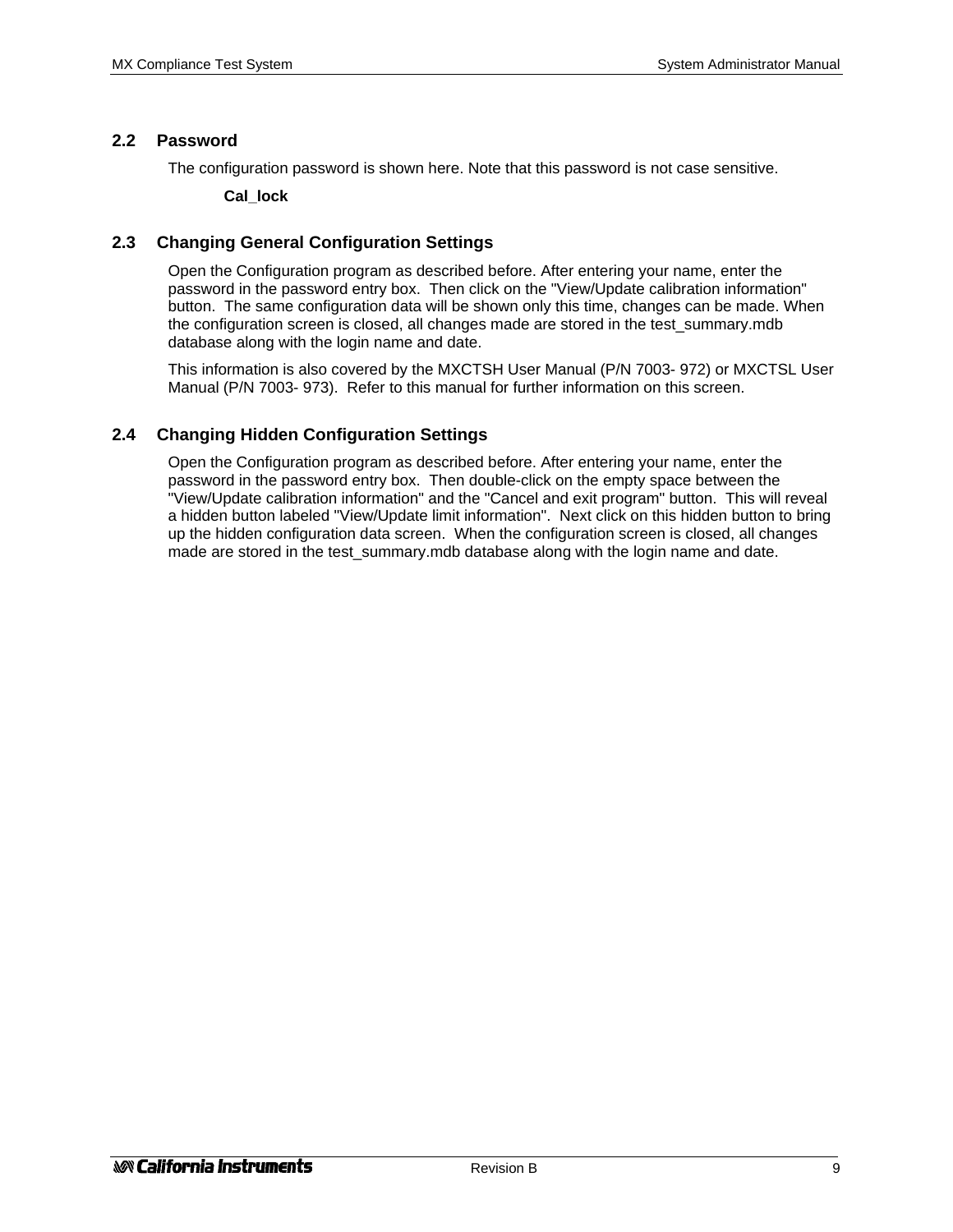## 2.2 Password

The configuration password is shown here. Note that this password is not case sensitive.

**Cal_lock**

## 2.3 Changing General Configuration Settings

Open the Configuration program as described before. After entering your name, enter the password in the password entry box. Then click on the "View/Update calibration information" button. The same configuration data will be shown only this time, changes can be made. When the configuration screen is closed, all changes made are stored in the test_summary.mdb database along with the login name and date.

This information is also covered by the MXCTSH User Manual (P/N 7003- 972) or MXCTSL User Manual (P/N 7003- 973). Refer to this manual for further information on this screen.

## 2.4 Changing Hidden Configuration Settings

Open the Configuration program as described before. After entering your name, enter the password in the password entry box. Then double-click on the empty space between the "View/Update calibration information" and the "Cancel and exit program" button. This will reveal a hidden button labeled "View/Update limit information". Next click on this hidden button to bring up the hidden configuration data screen. When the configuration screen is closed, all changes made are stored in the test_summary.mdb database along with the login name and date.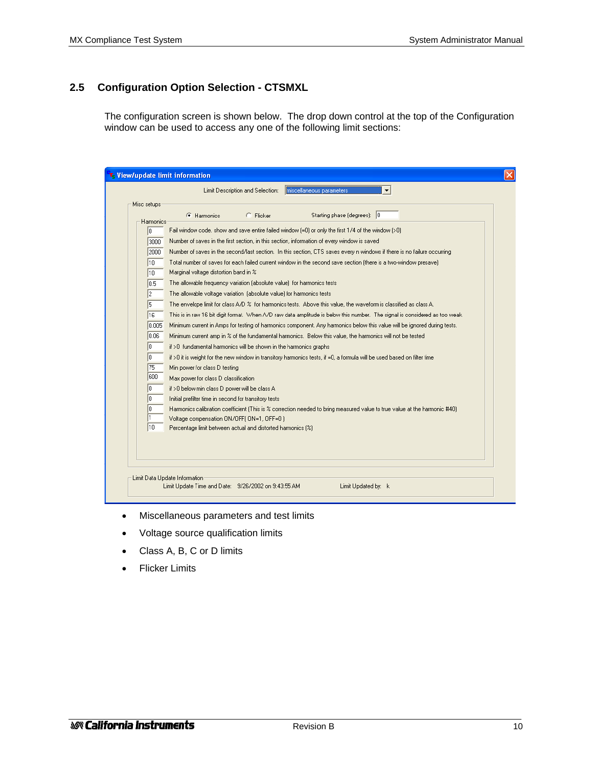## 2.5 Configuration Option Selection - CTSMXL

The configuration screen is shown below. The drop down control at the top of the Configuration window can be used to access any one of the following limit sections:

**View/update limit information**

Limit Description and Selection: miscellaneous parameters

Misc setups

(•) Harmonics ( ) Flicker Starting phase (degrees): 0

Harmonics

| Value | Description |
| --- | --- |
| 0 | Fail window code. show and save entire failed window (=0) or only the first 1/4 of the window (>0) |
| 3000 | Number of saves in the first section, in this section, information of every window is saved |
| 2000 | Number of saves in the second/last section. In this section, CTS saves every n windows if there is no failure occurring |
| 10 | Total number of saves for each failed current window in the second save section (there is a two-window presave) |
| 10 | Marginal voltage distortion band in % |
| 0.5 | The allowable frequency variation (absolute value) for harmonics tests |
| 2 | The allowable voltage variation (absolute value) for harmonics tests |
| 5 | The envelope limit for class A/D % for harmonics tests. Above this value, the waveform is classified as class A. |
| 16 | This is in raw 16 bit digit format. When A/D raw data amplitude is below this number. The signal is considered as too weak |
| 0.005 | Minimum current in Amps for testing of harmonics component. Any harmonics below this value will be ignored during tests. |
| 0.06 | Minimum current amp in % of the fundamental harmonics. Below this value, the harmonics will not be tested |
| 0 | if >0 fundamental harmonics will be shown in the harmonics graphs |
| 0 | if >0 it is weight for the new window in transitory harmonics tests, if =0, a formula will be used based on filter time |
| 75 | Min power for class D testing |
| 600 | Max power for class D classification |
| 0 | if >0 below min class D power will be class A |
| 0 | Initial prefilter time in second for transitory tests |
| 0 | Harmonics calibration coefficient (This is % correction needed to bring measured value to true value at the harmonic #40) |
| 1 | Voltage compensation ON/OFF( ON=1, OFF=0 ) |
| 10 | Percentage limit between actual and distorted harmonics (%) |

Limit Data Update Information

Limit Update Time and Date: 9/26/2002 on 9:43:55 AM Limit Updated by: k

- Miscellaneous parameters and test limits
- Voltage source qualification limits
- Class A, B, C or D limits
- Flicker Limits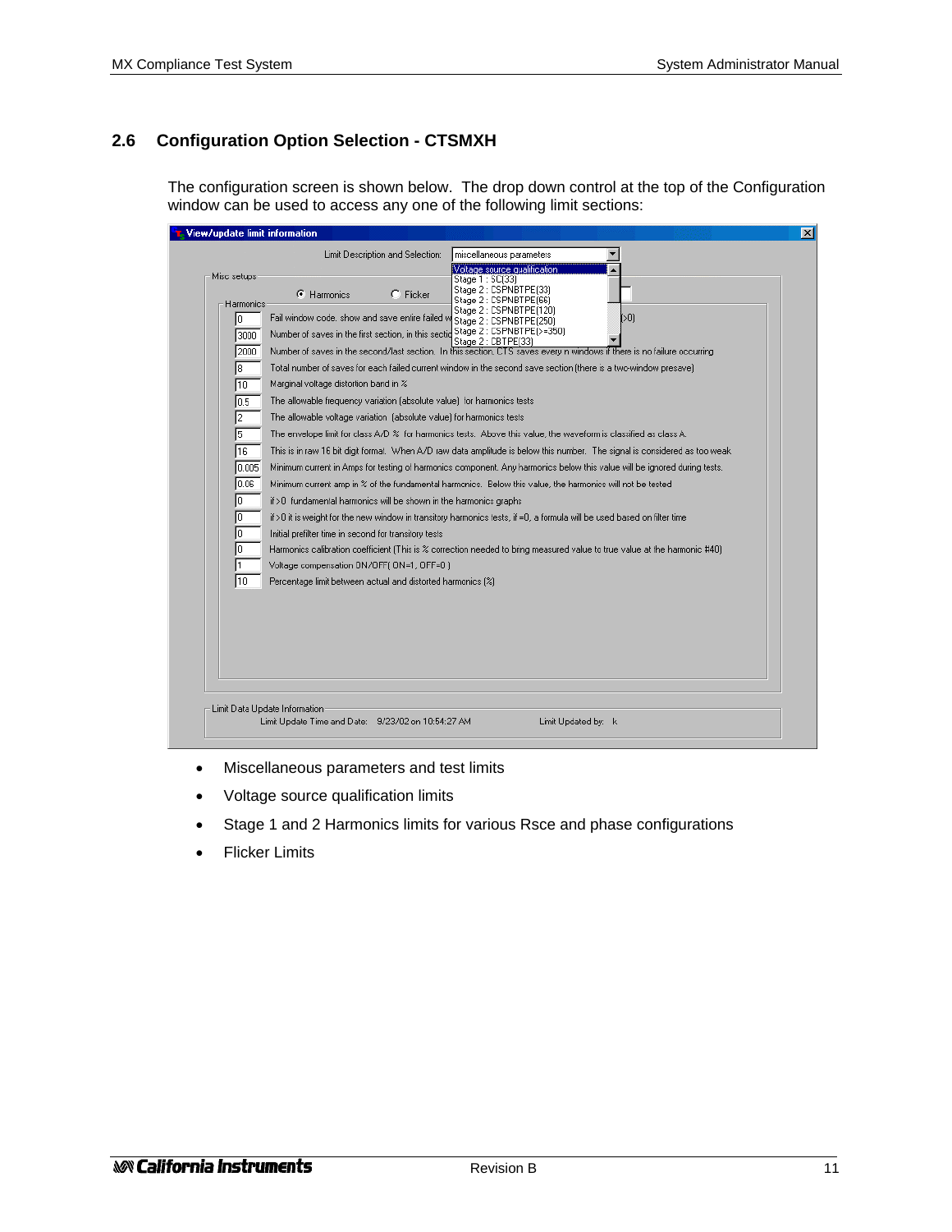## 2.6 Configuration Option Selection - CTSMXH

The configuration screen is shown below. The drop down control at the top of the Configuration window can be used to access any one of the following limit sections:

- Miscellaneous parameters and test limits
- Voltage source qualification limits
- Stage 1 and 2 Harmonics limits for various Rsce and phase configurations
- Flicker Limits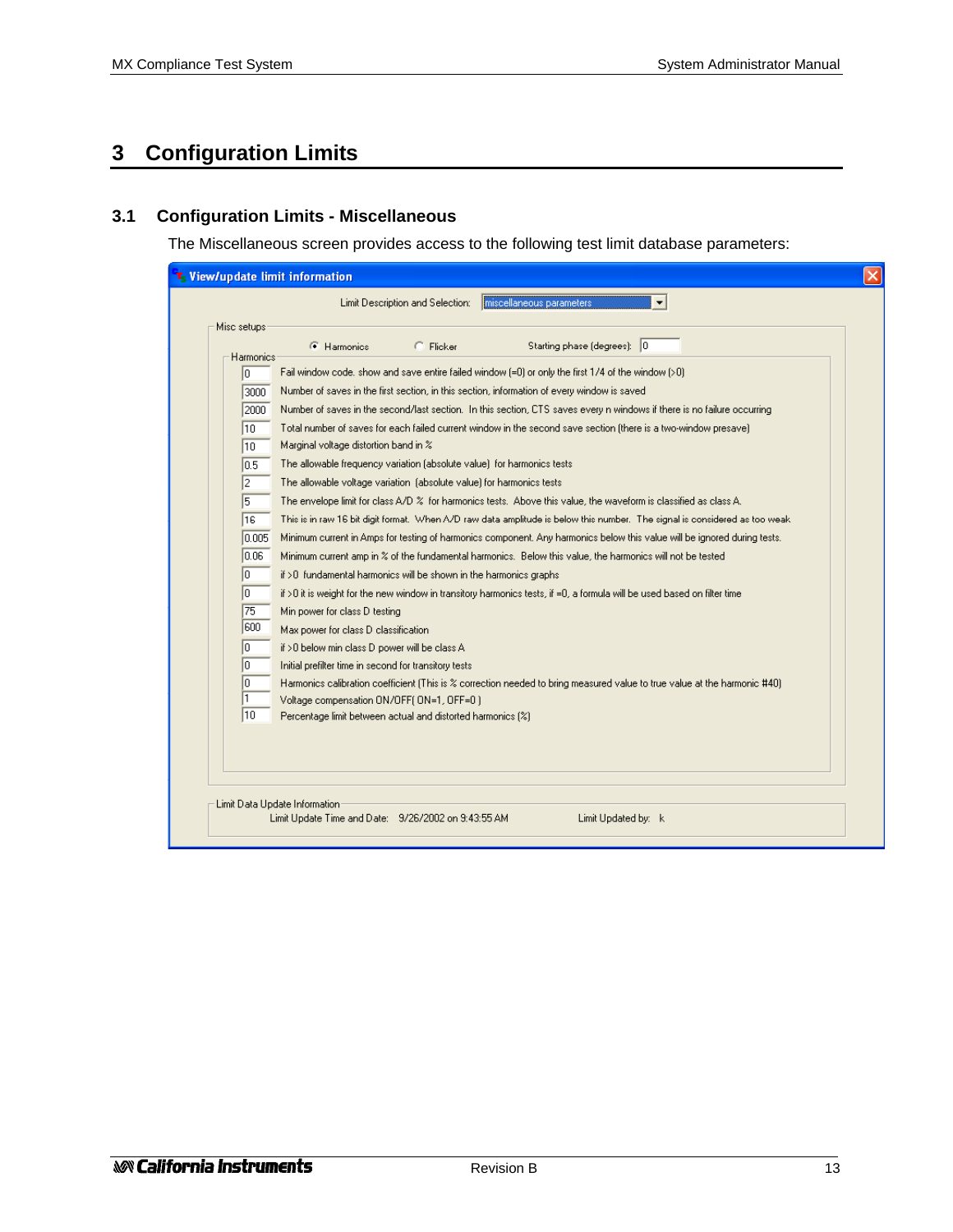# 3 Configuration Limits

## 3.1 Configuration Limits - Miscellaneous

The Miscellaneous screen provides access to the following test limit database parameters:

**View/update limit information**

Limit Description and Selection: miscellaneous parameters

Misc setups

- (•) Harmonics
- ( ) Flicker

Starting phase (degrees): 0

Harmonics

| Value | Description |
|---|---|
| 0 | Fail window code. show and save entire failed window (=0) or only the first 1/4 of the window (>0) |
| 3000 | Number of saves in the first section, in this section, information of every window is saved |
| 2000 | Number of saves in the second/last section. In this section, CTS saves every n windows if there is no failure occurring |
| 10 | Total number of saves for each failed current window in the second save section (there is a two-window presave) |
| 10 | Marginal voltage distortion band in % |
| 0.5 | The allowable frequency variation (absolute value) for harmonics tests |
| 2 | The allowable voltage variation (absolute value) for harmonics tests |
| 5 | The envelope limit for class A/D % for harmonics tests. Above this value, the waveform is classified as class A. |
| 16 | This is in raw 16 bit digit format. When A/D raw data amplitude is below this number. The signal is considered as too weak |
| 0.005 | Minimum current in Amps for testing of harmonics component. Any harmonics below this value will be ignored during tests. |
| 0.06 | Minimum current amp in % of the fundamental harmonics. Below this value, the harmonics will not be tested |
| 0 | if >0 fundamental harmonics will be shown in the harmonics graphs |
| 0 | if >0 it is weight for the new window in transitory harmonics tests, if =0, a formula will be used based on filter time |
| 75 | Min power for class D testing |
| 600 | Max power for class D classification |
| 0 | if >0 below min class D power will be class A |
| 0 | Initial prefilter time in second for transitory tests |
| 0 | Harmonics calibration coefficient (This is % correction needed to bring measured value to true value at the harmonic #40) |
| 1 | Voltage compensation ON/OFF( ON=1, OFF=0 ) |
| 10 | Percentage limit between actual and distorted harmonics (%) |

Limit Data Update Information

Limit Update Time and Date: 9/26/2002 on 9:43:55 AM    Limit Updated by: k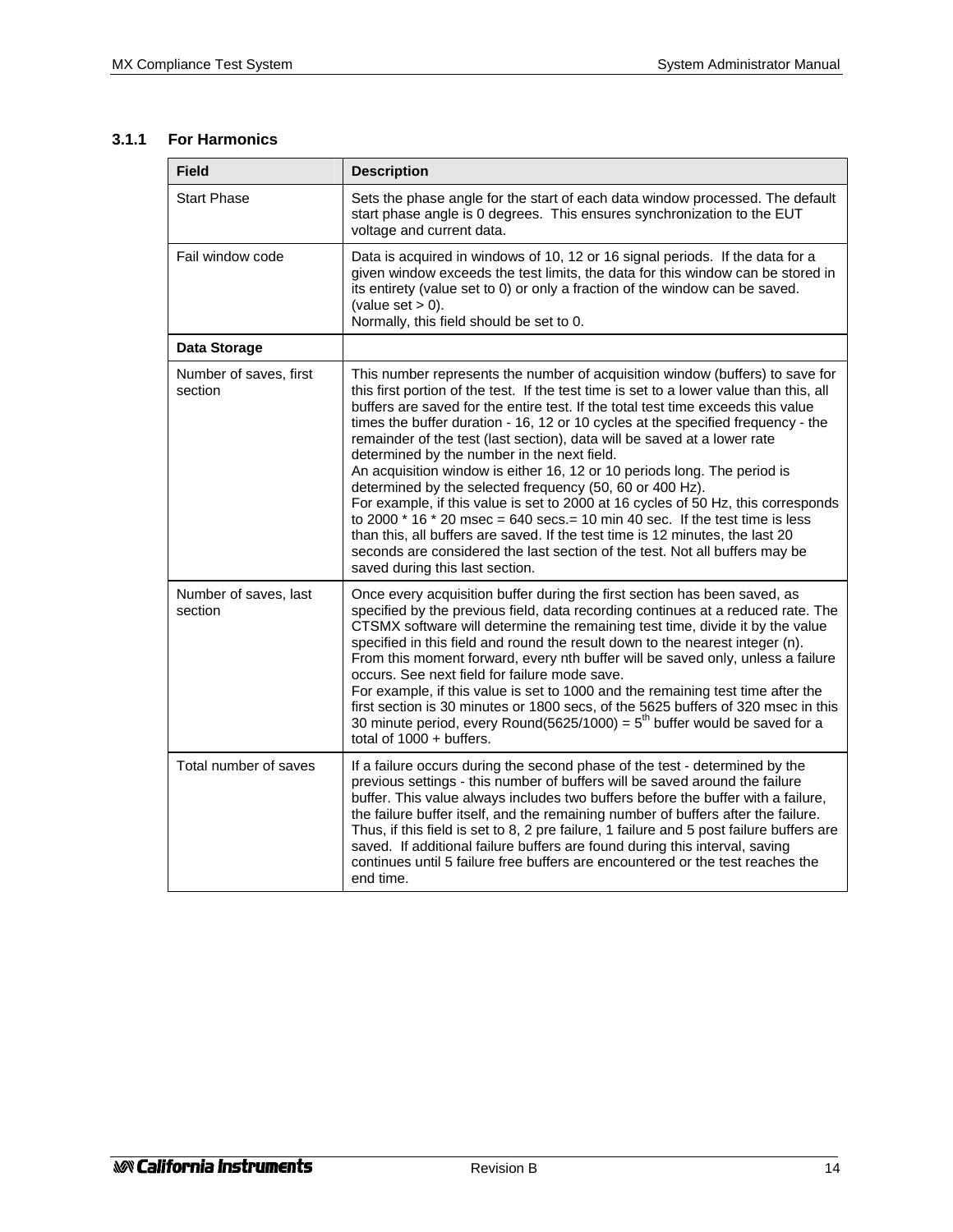### 3.1.1 For Harmonics

| Field | Description |
|---|---|
| Start Phase | Sets the phase angle for the start of each data window processed. The default start phase angle is 0 degrees. This ensures synchronization to the EUT voltage and current data. |
| Fail window code | Data is acquired in windows of 10, 12 or 16 signal periods. If the data for a given window exceeds the test limits, the data for this window can be stored in its entirety (value set to 0) or only a fraction of the window can be saved. (value set > 0).<br>Normally, this field should be set to 0. |
| **Data Storage** | |
| Number of saves, first section | This number represents the number of acquisition window (buffers) to save for this first portion of the test. If the test time is set to a lower value than this, all buffers are saved for the entire test. If the total test time exceeds this value times the buffer duration - 16, 12 or 10 cycles at the specified frequency - the remainder of the test (last section), data will be saved at a lower rate determined by the number in the next field.<br>An acquisition window is either 16, 12 or 10 periods long. The period is determined by the selected frequency (50, 60 or 400 Hz).<br>For example, if this value is set to 2000 at 16 cycles of 50 Hz, this corresponds to 2000 * 16 * 20 msec = 640 secs.= 10 min 40 sec. If the test time is less than this, all buffers are saved. If the test time is 12 minutes, the last 20 seconds are considered the last section of the test. Not all buffers may be saved during this last section. |
| Number of saves, last section | Once every acquisition buffer during the first section has been saved, as specified by the previous field, data recording continues at a reduced rate. The CTSMX software will determine the remaining test time, divide it by the value specified in this field and round the result down to the nearest integer (n). From this moment forward, every nth buffer will be saved only, unless a failure occurs. See next field for failure mode save.<br>For example, if this value is set to 1000 and the remaining test time after the first section is 30 minutes or 1800 secs, of the 5625 buffers of 320 msec in this 30 minute period, every Round(5625/1000) = $5^{th}$ buffer would be saved for a total of 1000 + buffers. |
| Total number of saves | If a failure occurs during the second phase of the test - determined by the previous settings - this number of buffers will be saved around the failure buffer. This value always includes two buffers before the buffer with a failure, the failure buffer itself, and the remaining number of buffers after the failure. Thus, if this field is set to 8, 2 pre failure, 1 failure and 5 post failure buffers are saved. If additional failure buffers are found during this interval, saving continues until 5 failure free buffers are encountered or the test reaches the end time. |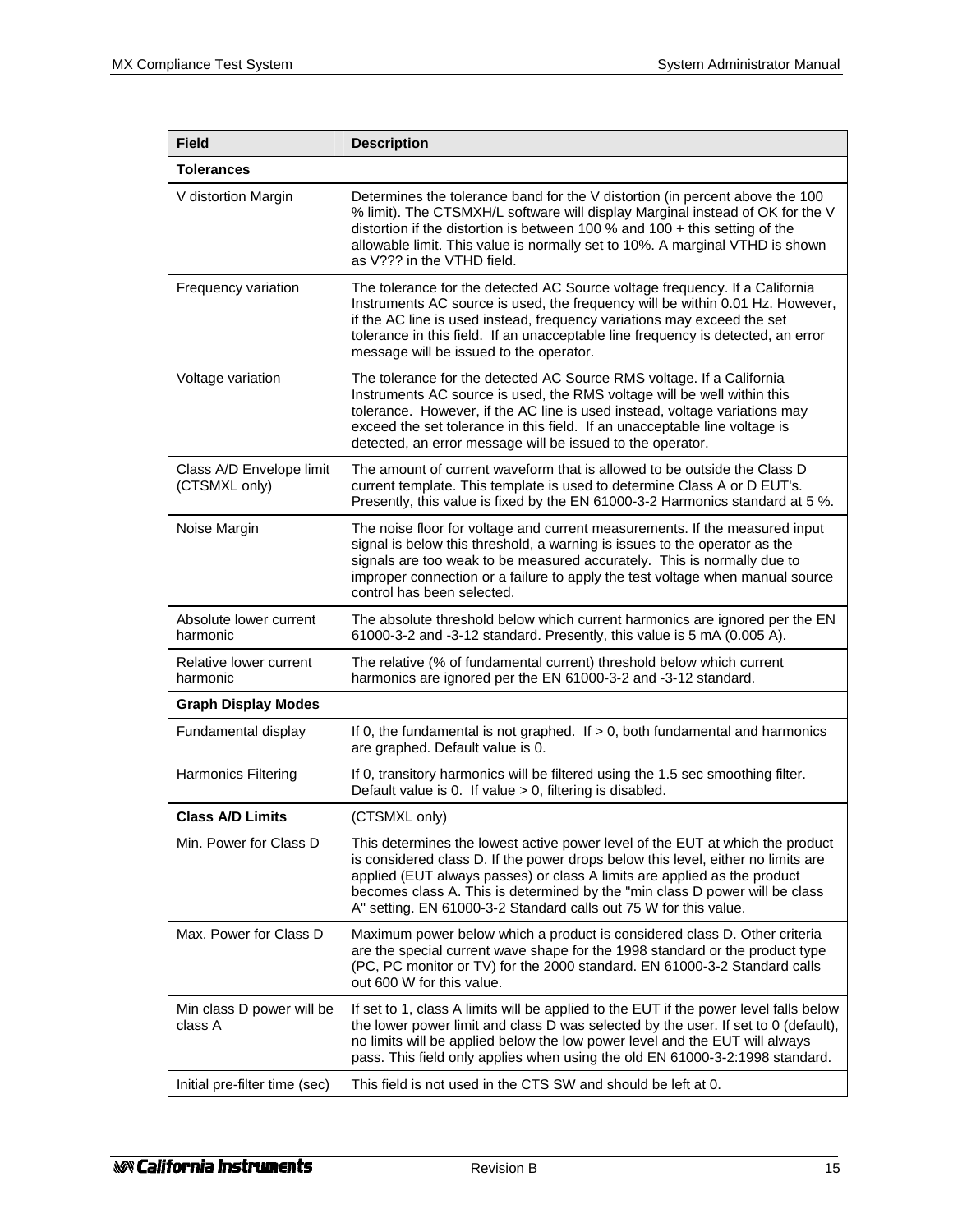| Field | Description |
|---|---|
| **Tolerances** | |
| V distortion Margin | Determines the tolerance band for the V distortion (in percent above the 100 % limit). The CTSMXH/L software will display Marginal instead of OK for the V distortion if the distortion is between 100 % and 100 + this setting of the allowable limit. This value is normally set to 10%. A marginal VTHD is shown as V??? in the VTHD field. |
| Frequency variation | The tolerance for the detected AC Source voltage frequency. If a California Instruments AC source is used, the frequency will be within 0.01 Hz. However, if the AC line is used instead, frequency variations may exceed the set tolerance in this field. If an unacceptable line frequency is detected, an error message will be issued to the operator. |
| Voltage variation | The tolerance for the detected AC Source RMS voltage. If a California Instruments AC source is used, the RMS voltage will be well within this tolerance. However, if the AC line is used instead, voltage variations may exceed the set tolerance in this field. If an unacceptable line voltage is detected, an error message will be issued to the operator. |
| Class A/D Envelope limit (CTSMXL only) | The amount of current waveform that is allowed to be outside the Class D current template. This template is used to determine Class A or D EUT's. Presently, this value is fixed by the EN 61000-3-2 Harmonics standard at 5 %. |
| Noise Margin | The noise floor for voltage and current measurements. If the measured input signal is below this threshold, a warning is issues to the operator as the signals are too weak to be measured accurately. This is normally due to improper connection or a failure to apply the test voltage when manual source control has been selected. |
| Absolute lower current harmonic | The absolute threshold below which current harmonics are ignored per the EN 61000-3-2 and -3-12 standard. Presently, this value is 5 mA (0.005 A). |
| Relative lower current harmonic | The relative (% of fundamental current) threshold below which current harmonics are ignored per the EN 61000-3-2 and -3-12 standard. |
| **Graph Display Modes** | |
| Fundamental display | If 0, the fundamental is not graphed. If > 0, both fundamental and harmonics are graphed. Default value is 0. |
| Harmonics Filtering | If 0, transitory harmonics will be filtered using the 1.5 sec smoothing filter. Default value is 0. If value > 0, filtering is disabled. |
| **Class A/D Limits** | (CTSMXL only) |
| Min. Power for Class D | This determines the lowest active power level of the EUT at which the product is considered class D. If the power drops below this level, either no limits are applied (EUT always passes) or class A limits are applied as the product becomes class A. This is determined by the "min class D power will be class A" setting. EN 61000-3-2 Standard calls out 75 W for this value. |
| Max. Power for Class D | Maximum power below which a product is considered class D. Other criteria are the special current wave shape for the 1998 standard or the product type (PC, PC monitor or TV) for the 2000 standard. EN 61000-3-2 Standard calls out 600 W for this value. |
| Min class D power will be class A | If set to 1, class A limits will be applied to the EUT if the power level falls below the lower power limit and class D was selected by the user. If set to 0 (default), no limits will be applied below the low power level and the EUT will always pass. This field only applies when using the old EN 61000-3-2:1998 standard. |
| Initial pre-filter time (sec) | This field is not used in the CTS SW and should be left at 0. |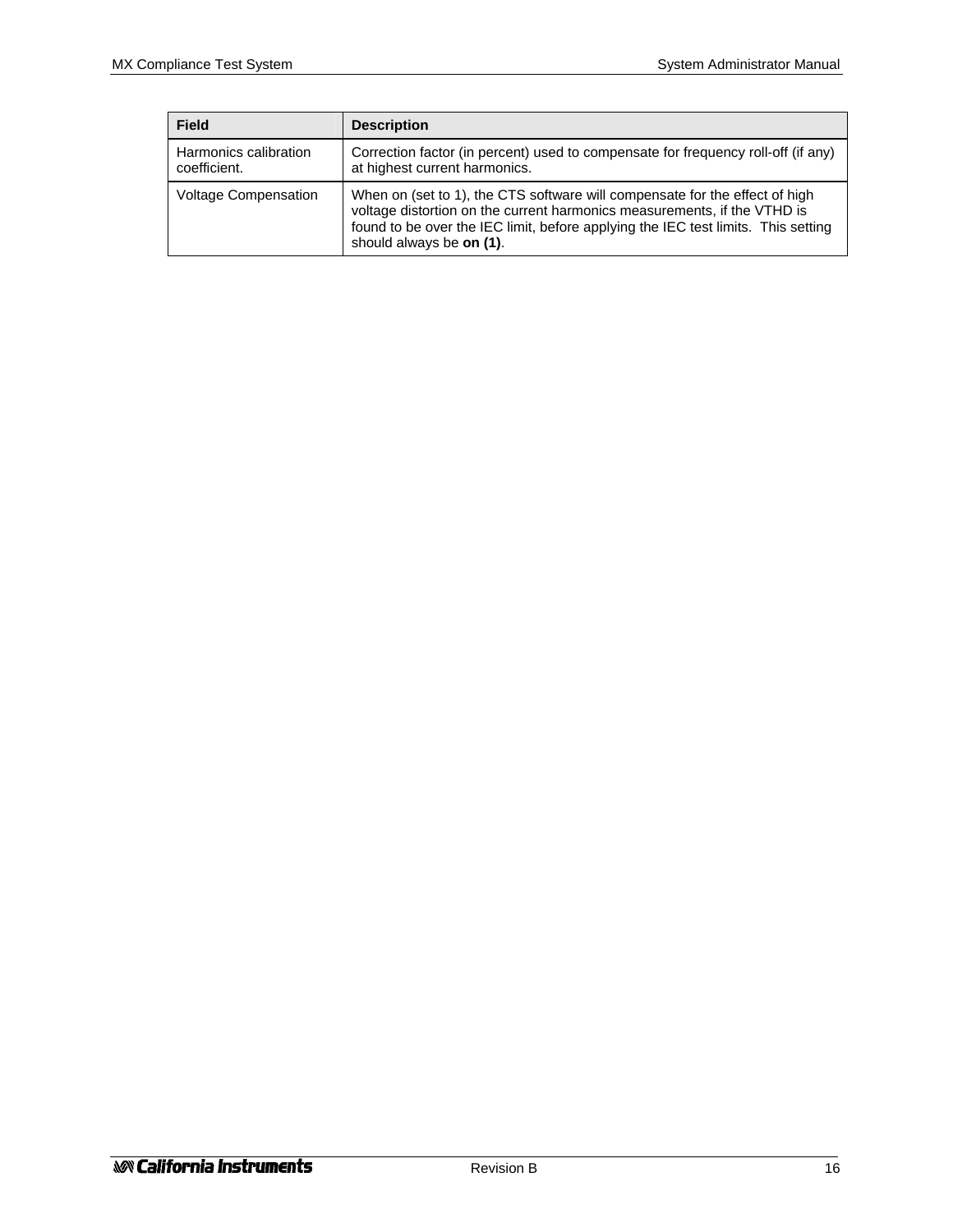| Field | Description |
| --- | --- |
| Harmonics calibration coefficient. | Correction factor (in percent) used to compensate for frequency roll-off (if any) at highest current harmonics. |
| Voltage Compensation | When on (set to 1), the CTS software will compensate for the effect of high voltage distortion on the current harmonics measurements, if the VTHD is found to be over the IEC limit, before applying the IEC test limits. This setting should always be **on (1)**. |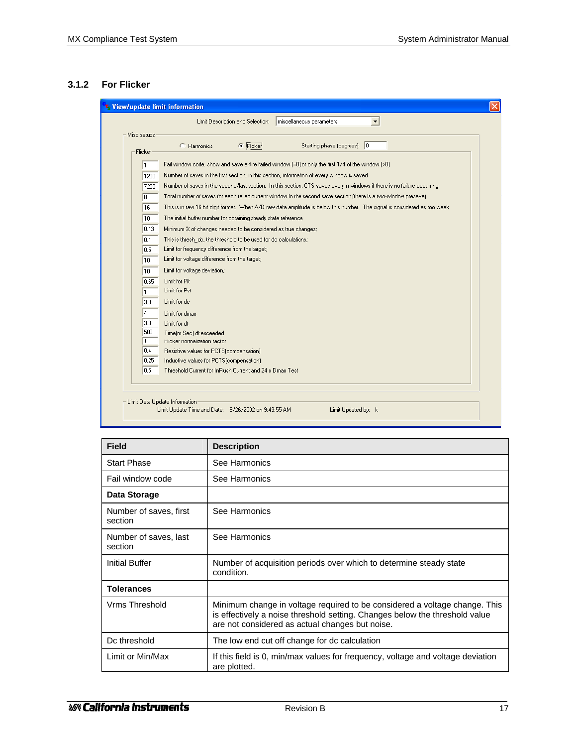### 3.1.2 For Flicker

**View/update limit information**

Limit Description and Selection: miscellaneous parameters

Misc setups

- ( ) Harmonics
- (•) Flicker

Starting phase (degrees): 0

Flicker

| Value | Description |
|---|---|
| 1 | Fail window code. show and save entire failed window (=0) or only the first 1/4 of the window (>0) |
| 1200 | Number of saves in the first section, in this section, information of every window is saved |
| 7200 | Number of saves in the second/last section. In this section, CTS saves every n windows if there is no failure occurring |
| 8 | Total number of saves for each failed current window in the second save section (there is a two-window presave) |
| 16 | This is in raw 16 bit digit format. When A/D raw data amplitude is below this number. The signal is considered as too weak |
| 10 | The initial buffer number for obtaining steady state reference |
| 0.13 | Minimum % of changes needed to be considered as true changes; |
| 0.1 | This is thresh_dc, the threshold to be used for dc calculations; |
| 0.5 | Limit for frequency difference from the target; |
| 10 | Limit for voltage difference from the target; |
| 10 | Limit for voltage deviation; |
| 0.65 | Limit for Plt |
| 1 | Limit for Pst |
| 3.3 | Limit for dc |
| 4 | Limit for dmax |
| 3.3 | Limit for dt |
| 500 | Time(m Sec) dt exceeded |
| 1 | Flicker normalization factor |
| 0.4 | Resistive values for PCTS(compensation) |
| 0.25 | Inductive values for PCTS(compensation) |
| 0.5 | Threshold Current for InRush Current and 24 x Dmax Test |

Limit Data Update Information

Limit Update Time and Date: 9/26/2002 on 9:43:55 AM    Limit Updated by: k

| Field | Description |
|---|---|
| Start Phase | See Harmonics |
| Fail window code | See Harmonics |
| **Data Storage** | |
| Number of saves, first section | See Harmonics |
| Number of saves, last section | See Harmonics |
| Initial Buffer | Number of acquisition periods over which to determine steady state condition. |
| **Tolerances** | |
| Vrms Threshold | Minimum change in voltage required to be considered a voltage change. This is effectively a noise threshold setting. Changes below the threshold value are not considered as actual changes but noise. |
| Dc threshold | The low end cut off change for dc calculation |
| Limit or Min/Max | If this field is 0, min/max values for frequency, voltage and voltage deviation are plotted. |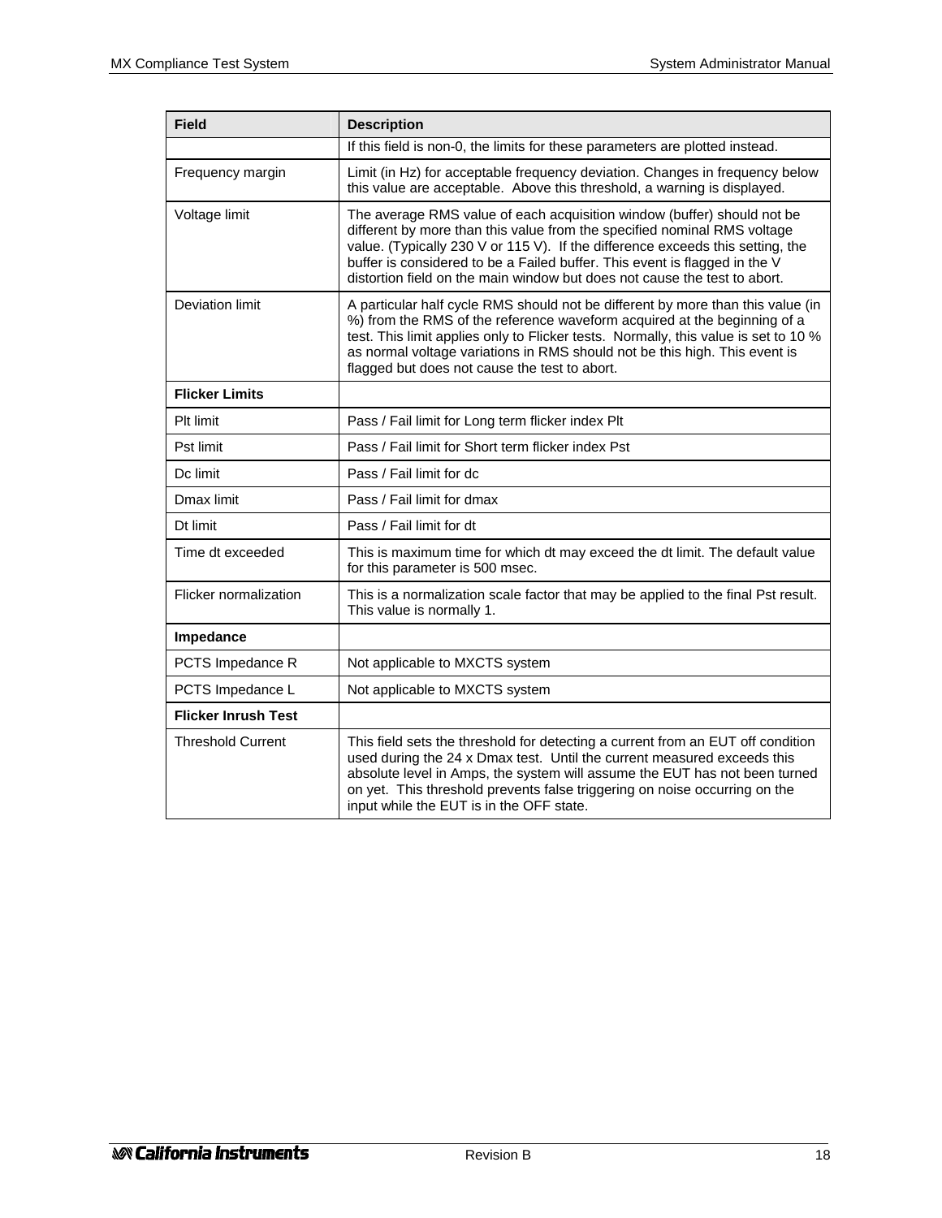| Field | Description |
|---|---|
| | If this field is non-0, the limits for these parameters are plotted instead. |
| Frequency margin | Limit (in Hz) for acceptable frequency deviation. Changes in frequency below this value are acceptable. Above this threshold, a warning is displayed. |
| Voltage limit | The average RMS value of each acquisition window (buffer) should not be different by more than this value from the specified nominal RMS voltage value. (Typically 230 V or 115 V). If the difference exceeds this setting, the buffer is considered to be a Failed buffer. This event is flagged in the V distortion field on the main window but does not cause the test to abort. |
| Deviation limit | A particular half cycle RMS should not be different by more than this value (in %) from the RMS of the reference waveform acquired at the beginning of a test. This limit applies only to Flicker tests. Normally, this value is set to 10 % as normal voltage variations in RMS should not be this high. This event is flagged but does not cause the test to abort. |
| **Flicker Limits** | |
| Plt limit | Pass / Fail limit for Long term flicker index Plt |
| Pst limit | Pass / Fail limit for Short term flicker index Pst |
| Dc limit | Pass / Fail limit for dc |
| Dmax limit | Pass / Fail limit for dmax |
| Dt limit | Pass / Fail limit for dt |
| Time dt exceeded | This is maximum time for which dt may exceed the dt limit. The default value for this parameter is 500 msec. |
| Flicker normalization | This is a normalization scale factor that may be applied to the final Pst result. This value is normally 1. |
| **Impedance** | |
| PCTS Impedance R | Not applicable to MXCTS system |
| PCTS Impedance L | Not applicable to MXCTS system |
| **Flicker Inrush Test** | |
| Threshold Current | This field sets the threshold for detecting a current from an EUT off condition used during the 24 x Dmax test. Until the current measured exceeds this absolute level in Amps, the system will assume the EUT has not been turned on yet. This threshold prevents false triggering on noise occurring on the input while the EUT is in the OFF state. |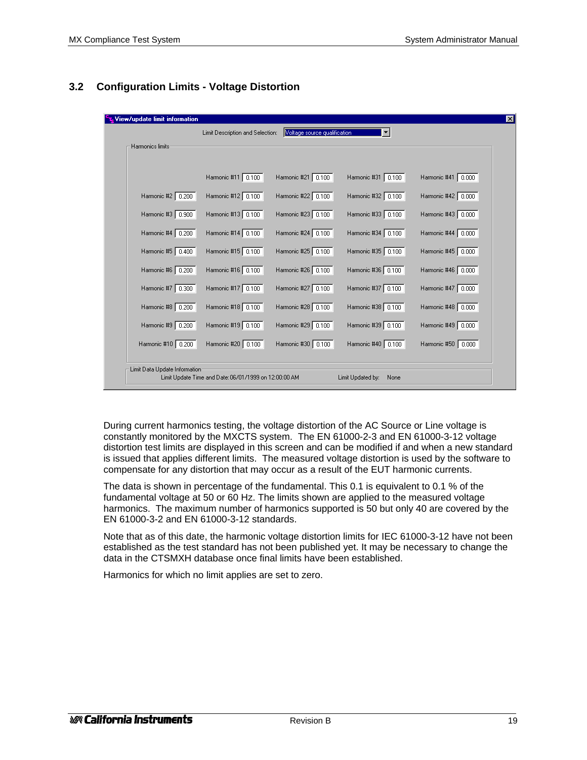## 3.2 Configuration Limits - Voltage Distortion

**View/update limit information**

Limit Description and Selection: Voltage source qualification

Harmonics limits

| | | | | |
|---|---|---|---|---|
| | Harmonic #11 0.100 | Harmonic #21 0.100 | Harmonic #31 0.100 | Harmonic #41 0.000 |
| Harmonic #2 0.200 | Harmonic #12 0.100 | Harmonic #22 0.100 | Harmonic #32 0.100 | Harmonic #42 0.000 |
| Harmonic #3 0.900 | Harmonic #13 0.100 | Harmonic #23 0.100 | Harmonic #33 0.100 | Harmonic #43 0.000 |
| Harmonic #4 0.200 | Harmonic #14 0.100 | Harmonic #24 0.100 | Harmonic #34 0.100 | Harmonic #44 0.000 |
| Harmonic #5 0.400 | Harmonic #15 0.100 | Harmonic #25 0.100 | Harmonic #35 0.100 | Harmonic #45 0.000 |
| Harmonic #6 0.200 | Harmonic #16 0.100 | Harmonic #26 0.100 | Harmonic #36 0.100 | Harmonic #46 0.000 |
| Harmonic #7 0.300 | Harmonic #17 0.100 | Harmonic #27 0.100 | Harmonic #37 0.100 | Harmonic #47 0.000 |
| Harmonic #8 0.200 | Harmonic #18 0.100 | Harmonic #28 0.100 | Harmonic #38 0.100 | Harmonic #48 0.000 |
| Harmonic #9 0.200 | Harmonic #19 0.100 | Harmonic #29 0.100 | Harmonic #39 0.100 | Harmonic #49 0.000 |
| Harmonic #10 0.200 | Harmonic #20 0.100 | Harmonic #30 0.100 | Harmonic #40 0.100 | Harmonic #50 0.000 |

Limit Data Update Information

Limit Update Time and Date: 06/01/1999 on 12:00:00 AM     Limit Updated by: None

During current harmonics testing, the voltage distortion of the AC Source or Line voltage is constantly monitored by the MXCTS system. The EN 61000-2-3 and EN 61000-3-12 voltage distortion test limits are displayed in this screen and can be modified if and when a new standard is issued that applies different limits. The measured voltage distortion is used by the software to compensate for any distortion that may occur as a result of the EUT harmonic currents.

The data is shown in percentage of the fundamental. This 0.1 is equivalent to 0.1 % of the fundamental voltage at 50 or 60 Hz. The limits shown are applied to the measured voltage harmonics. The maximum number of harmonics supported is 50 but only 40 are covered by the EN 61000-3-2 and EN 61000-3-12 standards.

Note that as of this date, the harmonic voltage distortion limits for IEC 61000-3-12 have not been established as the test standard has not been published yet. It may be necessary to change the data in the CTSMXH database once final limits have been established.

Harmonics for which no limit applies are set to zero.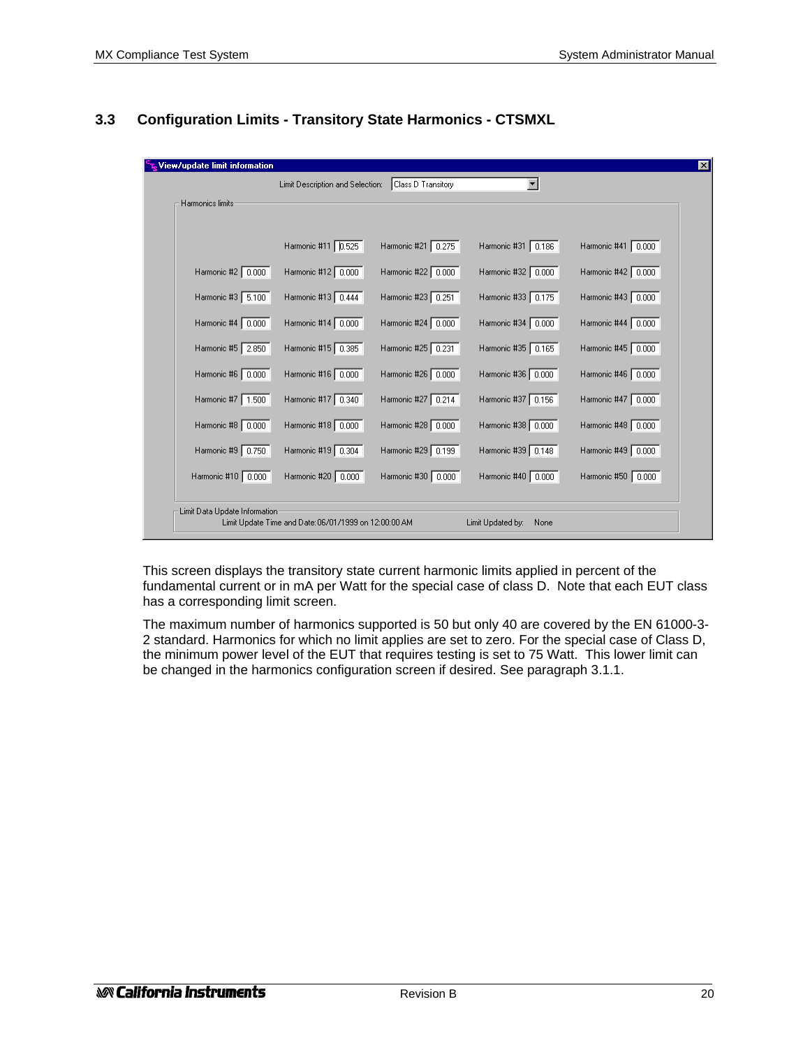## 3.3 Configuration Limits - Transitory State Harmonics - CTSMXL

View/update limit information

Limit Description and Selection: Class D Transitory

Harmonics limits

| | | | | |
|---|---|---|---|---|
| | Harmonic #11: 0.525 | Harmonic #21: 0.275 | Harmonic #31: 0.186 | Harmonic #41: 0.000 |
| Harmonic #2: 0.000 | Harmonic #12: 0.000 | Harmonic #22: 0.000 | Harmonic #32: 0.000 | Harmonic #42: 0.000 |
| Harmonic #3: 5.100 | Harmonic #13: 0.444 | Harmonic #23: 0.251 | Harmonic #33: 0.175 | Harmonic #43: 0.000 |
| Harmonic #4: 0.000 | Harmonic #14: 0.000 | Harmonic #24: 0.000 | Harmonic #34: 0.000 | Harmonic #44: 0.000 |
| Harmonic #5: 2.850 | Harmonic #15: 0.385 | Harmonic #25: 0.231 | Harmonic #35: 0.165 | Harmonic #45: 0.000 |
| Harmonic #6: 0.000 | Harmonic #16: 0.000 | Harmonic #26: 0.000 | Harmonic #36: 0.000 | Harmonic #46: 0.000 |
| Harmonic #7: 1.500 | Harmonic #17: 0.340 | Harmonic #27: 0.214 | Harmonic #37: 0.156 | Harmonic #47: 0.000 |
| Harmonic #8: 0.000 | Harmonic #18: 0.000 | Harmonic #28: 0.000 | Harmonic #38: 0.000 | Harmonic #48: 0.000 |
| Harmonic #9: 0.750 | Harmonic #19: 0.304 | Harmonic #29: 0.199 | Harmonic #39: 0.148 | Harmonic #49: 0.000 |
| Harmonic #10: 0.000 | Harmonic #20: 0.000 | Harmonic #30: 0.000 | Harmonic #40: 0.000 | Harmonic #50: 0.000 |

Limit Data Update Information

Limit Update Time and Date: 06/01/1999 on 12:00:00 AM    Limit Updated by: None

This screen displays the transitory state current harmonic limits applied in percent of the fundamental current or in mA per Watt for the special case of class D. Note that each EUT class has a corresponding limit screen.

The maximum number of harmonics supported is 50 but only 40 are covered by the EN 61000-3-2 standard. Harmonics for which no limit applies are set to zero. For the special case of Class D, the minimum power level of the EUT that requires testing is set to 75 Watt. This lower limit can be changed in the harmonics configuration screen if desired. See paragraph 3.1.1.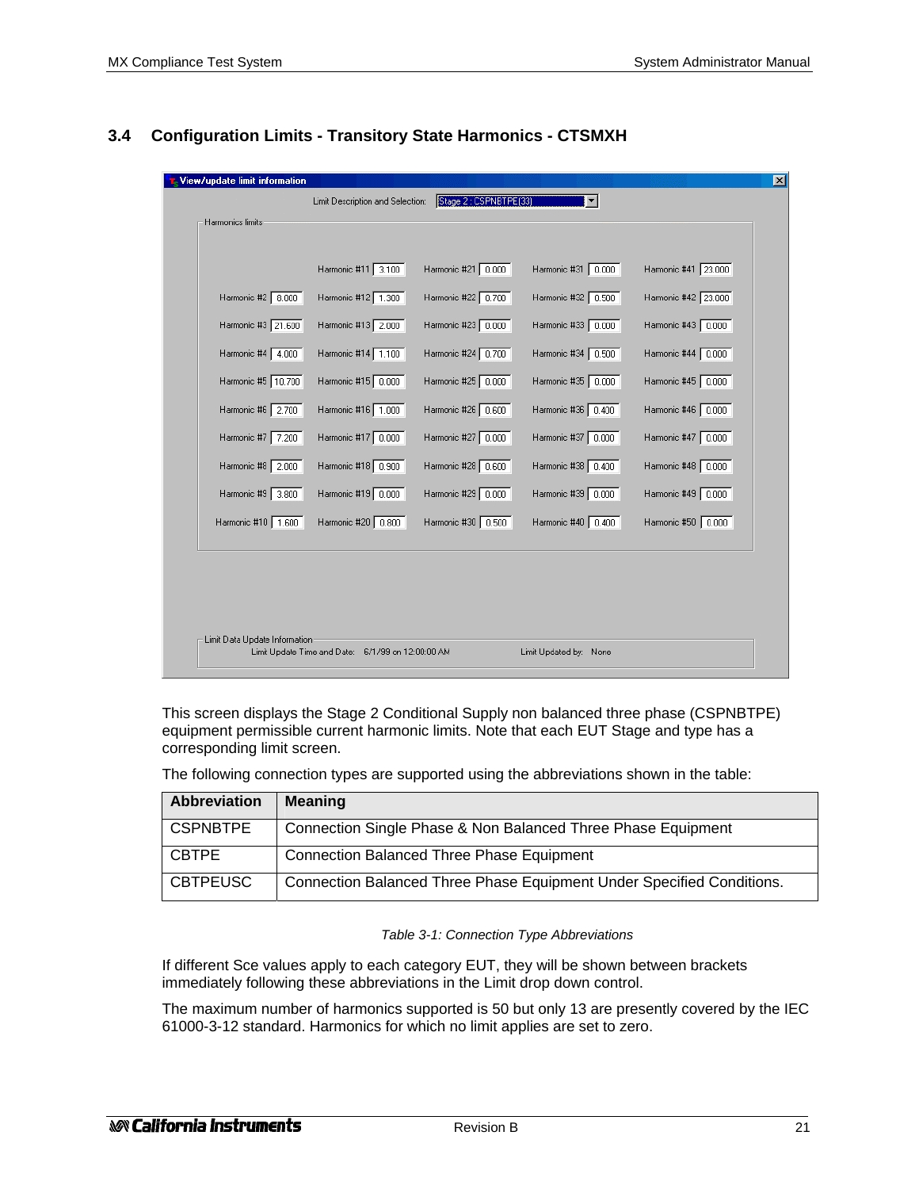## 3.4 Configuration Limits - Transitory State Harmonics - CTSMXH

View/update limit information

Limit Description and Selection: Stage 2 : CSPNBTPE(33)

Harmonics limits

| | | | | |
|---|---|---|---|---|
| | Harmonic #11 3.100 | Harmonic #21 0.000 | Harmonic #31 0.000 | Harmonic #41 23.000 |
| Harmonic #2 8.000 | Harmonic #12 1.300 | Harmonic #22 0.700 | Harmonic #32 0.500 | Harmonic #42 23.000 |
| Harmonic #3 21.600 | Harmonic #13 2.000 | Harmonic #23 0.000 | Harmonic #33 0.000 | Harmonic #43 0.000 |
| Harmonic #4 4.000 | Harmonic #14 1.100 | Harmonic #24 0.700 | Harmonic #34 0.500 | Harmonic #44 0.000 |
| Harmonic #5 10.700 | Harmonic #15 0.000 | Harmonic #25 0.000 | Harmonic #35 0.000 | Harmonic #45 0.000 |
| Harmonic #6 2.700 | Harmonic #16 1.000 | Harmonic #26 0.600 | Harmonic #36 0.400 | Harmonic #46 0.000 |
| Harmonic #7 7.200 | Harmonic #17 0.000 | Harmonic #27 0.000 | Harmonic #37 0.000 | Harmonic #47 0.000 |
| Harmonic #8 2.000 | Harmonic #18 0.900 | Harmonic #28 0.600 | Harmonic #38 0.400 | Harmonic #48 0.000 |
| Harmonic #9 3.800 | Harmonic #19 0.000 | Harmonic #29 0.000 | Harmonic #39 0.000 | Harmonic #49 0.000 |
| Harmonic #10 1.600 | Harmonic #20 0.800 | Harmonic #30 0.500 | Harmonic #40 0.400 | Harmonic #50 0.000 |

Limit Data Update Information

Limit Update Time and Date: 6/1/99 on 12:00:00 AM Limit Updated by: None

This screen displays the Stage 2 Conditional Supply non balanced three phase (CSPNBTPE) equipment permissible current harmonic limits. Note that each EUT Stage and type has a corresponding limit screen.

The following connection types are supported using the abbreviations shown in the table:

| Abbreviation | Meaning |
|---|---|
| CSPNBTPE | Connection Single Phase & Non Balanced Three Phase Equipment |
| CBTPE | Connection Balanced Three Phase Equipment |
| CBTPEUSC | Connection Balanced Three Phase Equipment Under Specified Conditions. |

*Table 3-1: Connection Type Abbreviations*

If different Sce values apply to each category EUT, they will be shown between brackets immediately following these abbreviations in the Limit drop down control.

The maximum number of harmonics supported is 50 but only 13 are presently covered by the IEC 61000-3-12 standard. Harmonics for which no limit applies are set to zero.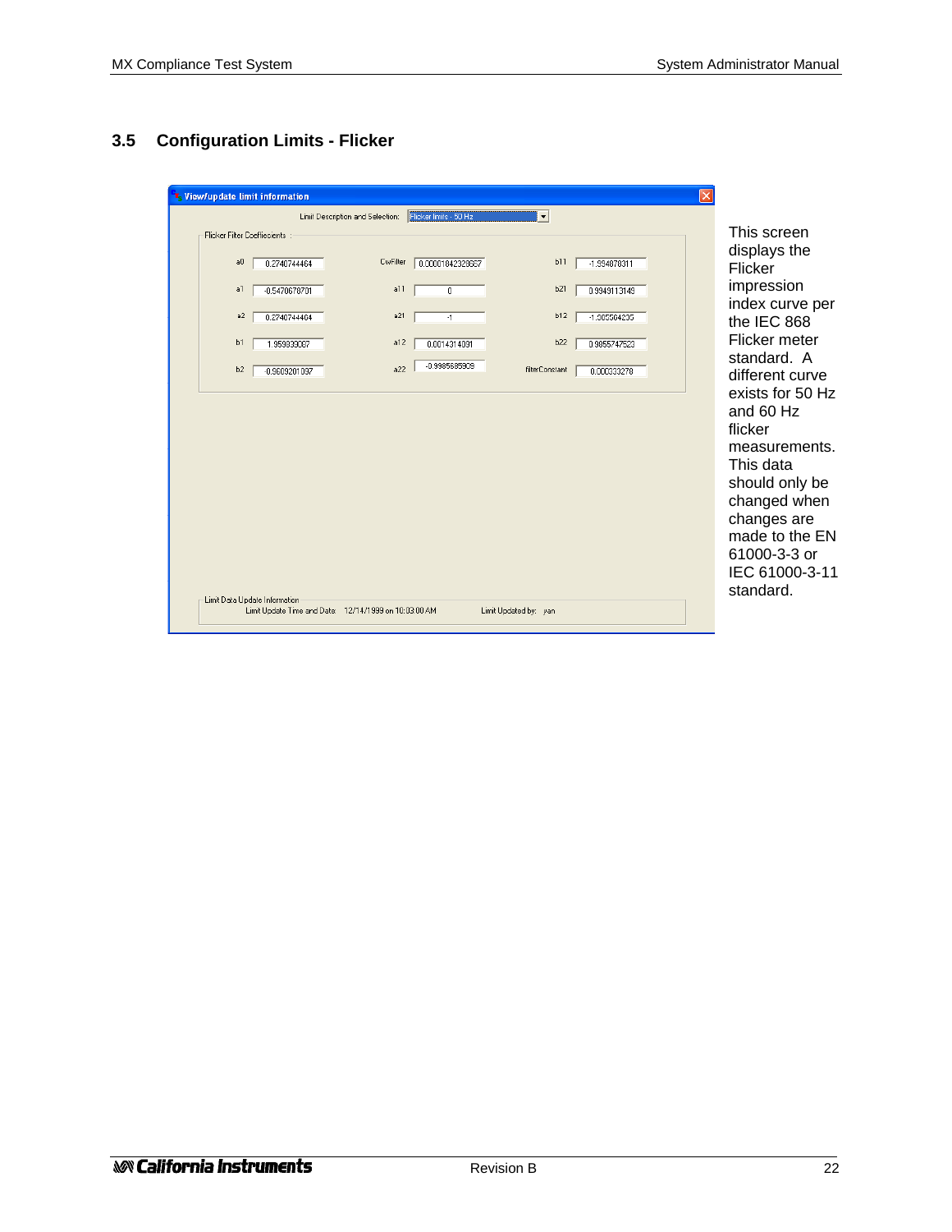## 3.5 Configuration Limits - Flicker

View/update limit information

Limit Description and Selection: Flicker limits - 50 Hz

Flicker Filter Coefficients :

| | | | | | |
|---|---|---|---|---|---|
| a0 | 0.2740744464 | CwFilter | 0.00001842328867 | b11 | -1.994078311 |
| a1 | -0.5470678701 | a11 | 0 | b21 | 0.9949113149 |
| a2 | 0.2740744464 | a21 | -1 | b12 | -1.985564205 |
| b1 | 1.959839067 | a12 | 0.0014314091 | b22 | 0.9855747523 |
| b2 | -0.9609201097 | a22 | -0.9985685909 | filterConstant | 0.000333278 |

Limit Data Update Information

Limit Update Time and Date: 12/14/1999 on 10:03:00 AM Limit Updated by: yan

This screen displays the Flicker impression index curve per the IEC 868 Flicker meter standard. A different curve exists for 50 Hz and 60 Hz flicker measurements. This data should only be changed when changes are made to the EN 61000-3-3 or IEC 61000-3-11 standard.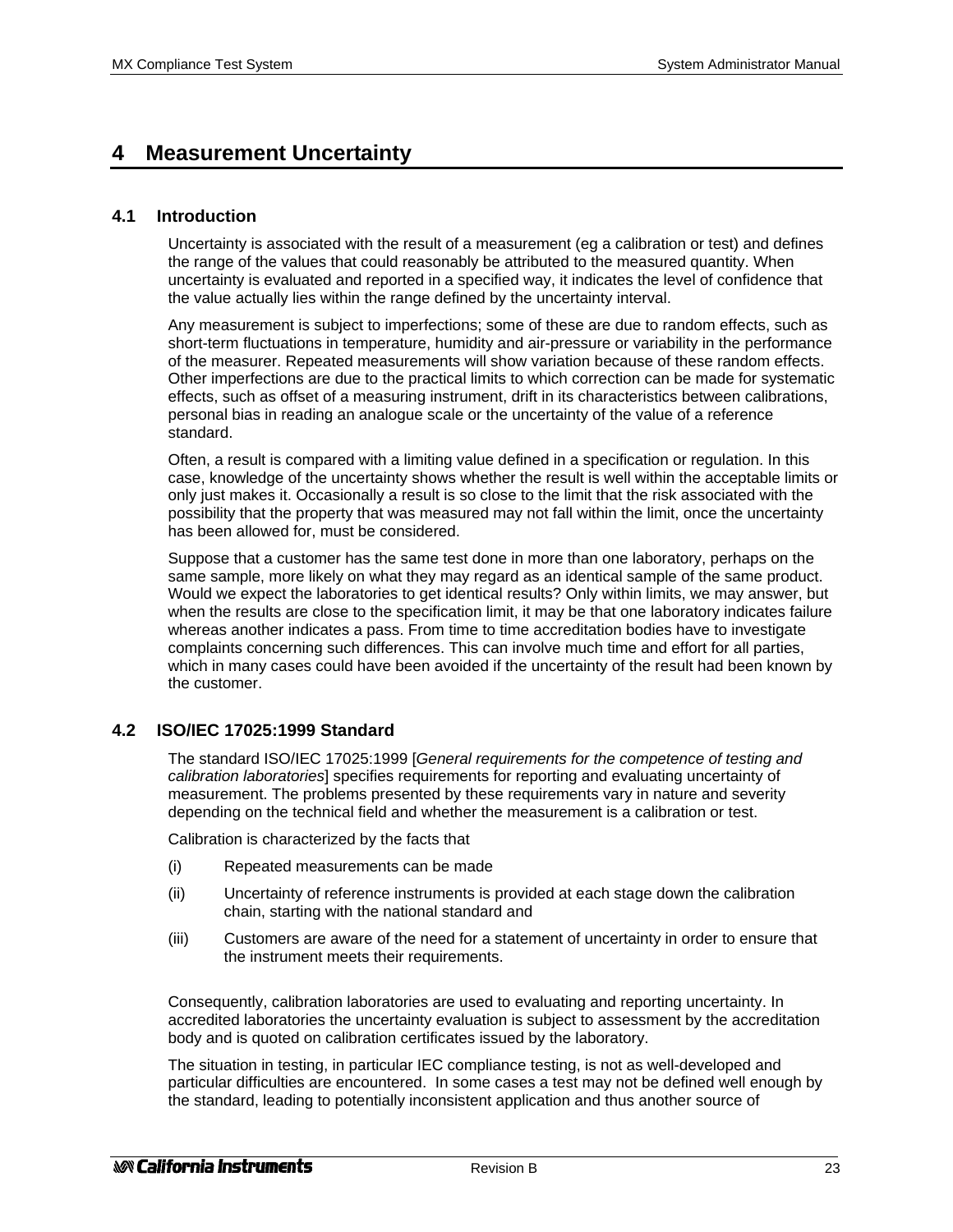# 4 Measurement Uncertainty

## 4.1 Introduction

Uncertainty is associated with the result of a measurement (eg a calibration or test) and defines the range of the values that could reasonably be attributed to the measured quantity. When uncertainty is evaluated and reported in a specified way, it indicates the level of confidence that the value actually lies within the range defined by the uncertainty interval.

Any measurement is subject to imperfections; some of these are due to random effects, such as short-term fluctuations in temperature, humidity and air-pressure or variability in the performance of the measurer. Repeated measurements will show variation because of these random effects. Other imperfections are due to the practical limits to which correction can be made for systematic effects, such as offset of a measuring instrument, drift in its characteristics between calibrations, personal bias in reading an analogue scale or the uncertainty of the value of a reference standard.

Often, a result is compared with a limiting value defined in a specification or regulation. In this case, knowledge of the uncertainty shows whether the result is well within the acceptable limits or only just makes it. Occasionally a result is so close to the limit that the risk associated with the possibility that the property that was measured may not fall within the limit, once the uncertainty has been allowed for, must be considered.

Suppose that a customer has the same test done in more than one laboratory, perhaps on the same sample, more likely on what they may regard as an identical sample of the same product. Would we expect the laboratories to get identical results? Only within limits, we may answer, but when the results are close to the specification limit, it may be that one laboratory indicates failure whereas another indicates a pass. From time to time accreditation bodies have to investigate complaints concerning such differences. This can involve much time and effort for all parties, which in many cases could have been avoided if the uncertainty of the result had been known by the customer.

## 4.2 ISO/IEC 17025:1999 Standard

The standard ISO/IEC 17025:1999 [*General requirements for the competence of testing and calibration laboratories*] specifies requirements for reporting and evaluating uncertainty of measurement. The problems presented by these requirements vary in nature and severity depending on the technical field and whether the measurement is a calibration or test.

Calibration is characterized by the facts that

(i) Repeated measurements can be made

(ii) Uncertainty of reference instruments is provided at each stage down the calibration chain, starting with the national standard and

(iii) Customers are aware of the need for a statement of uncertainty in order to ensure that the instrument meets their requirements.

Consequently, calibration laboratories are used to evaluating and reporting uncertainty. In accredited laboratories the uncertainty evaluation is subject to assessment by the accreditation body and is quoted on calibration certificates issued by the laboratory.

The situation in testing, in particular IEC compliance testing, is not as well-developed and particular difficulties are encountered. In some cases a test may not be defined well enough by the standard, leading to potentially inconsistent application and thus another source of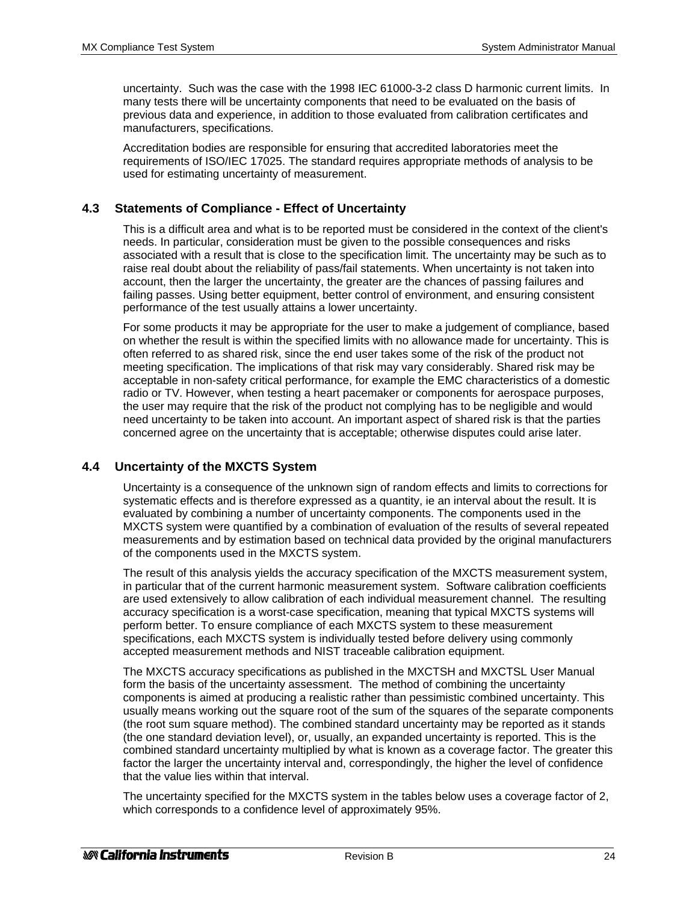uncertainty. Such was the case with the 1998 IEC 61000-3-2 class D harmonic current limits. In many tests there will be uncertainty components that need to be evaluated on the basis of previous data and experience, in addition to those evaluated from calibration certificates and manufacturers, specifications.

Accreditation bodies are responsible for ensuring that accredited laboratories meet the requirements of ISO/IEC 17025. The standard requires appropriate methods of analysis to be used for estimating uncertainty of measurement.

## 4.3 Statements of Compliance - Effect of Uncertainty

This is a difficult area and what is to be reported must be considered in the context of the client's needs. In particular, consideration must be given to the possible consequences and risks associated with a result that is close to the specification limit. The uncertainty may be such as to raise real doubt about the reliability of pass/fail statements. When uncertainty is not taken into account, then the larger the uncertainty, the greater are the chances of passing failures and failing passes. Using better equipment, better control of environment, and ensuring consistent performance of the test usually attains a lower uncertainty.

For some products it may be appropriate for the user to make a judgement of compliance, based on whether the result is within the specified limits with no allowance made for uncertainty. This is often referred to as shared risk, since the end user takes some of the risk of the product not meeting specification. The implications of that risk may vary considerably. Shared risk may be acceptable in non-safety critical performance, for example the EMC characteristics of a domestic radio or TV. However, when testing a heart pacemaker or components for aerospace purposes, the user may require that the risk of the product not complying has to be negligible and would need uncertainty to be taken into account. An important aspect of shared risk is that the parties concerned agree on the uncertainty that is acceptable; otherwise disputes could arise later.

## 4.4 Uncertainty of the MXCTS System

Uncertainty is a consequence of the unknown sign of random effects and limits to corrections for systematic effects and is therefore expressed as a quantity, ie an interval about the result. It is evaluated by combining a number of uncertainty components. The components used in the MXCTS system were quantified by a combination of evaluation of the results of several repeated measurements and by estimation based on technical data provided by the original manufacturers of the components used in the MXCTS system.

The result of this analysis yields the accuracy specification of the MXCTS measurement system, in particular that of the current harmonic measurement system. Software calibration coefficients are used extensively to allow calibration of each individual measurement channel. The resulting accuracy specification is a worst-case specification, meaning that typical MXCTS systems will perform better. To ensure compliance of each MXCTS system to these measurement specifications, each MXCTS system is individually tested before delivery using commonly accepted measurement methods and NIST traceable calibration equipment.

The MXCTS accuracy specifications as published in the MXCTSH and MXCTSL User Manual form the basis of the uncertainty assessment. The method of combining the uncertainty components is aimed at producing a realistic rather than pessimistic combined uncertainty. This usually means working out the square root of the sum of the squares of the separate components (the root sum square method). The combined standard uncertainty may be reported as it stands (the one standard deviation level), or, usually, an expanded uncertainty is reported. This is the combined standard uncertainty multiplied by what is known as a coverage factor. The greater this factor the larger the uncertainty interval and, correspondingly, the higher the level of confidence that the value lies within that interval.

The uncertainty specified for the MXCTS system in the tables below uses a coverage factor of 2, which corresponds to a confidence level of approximately 95%.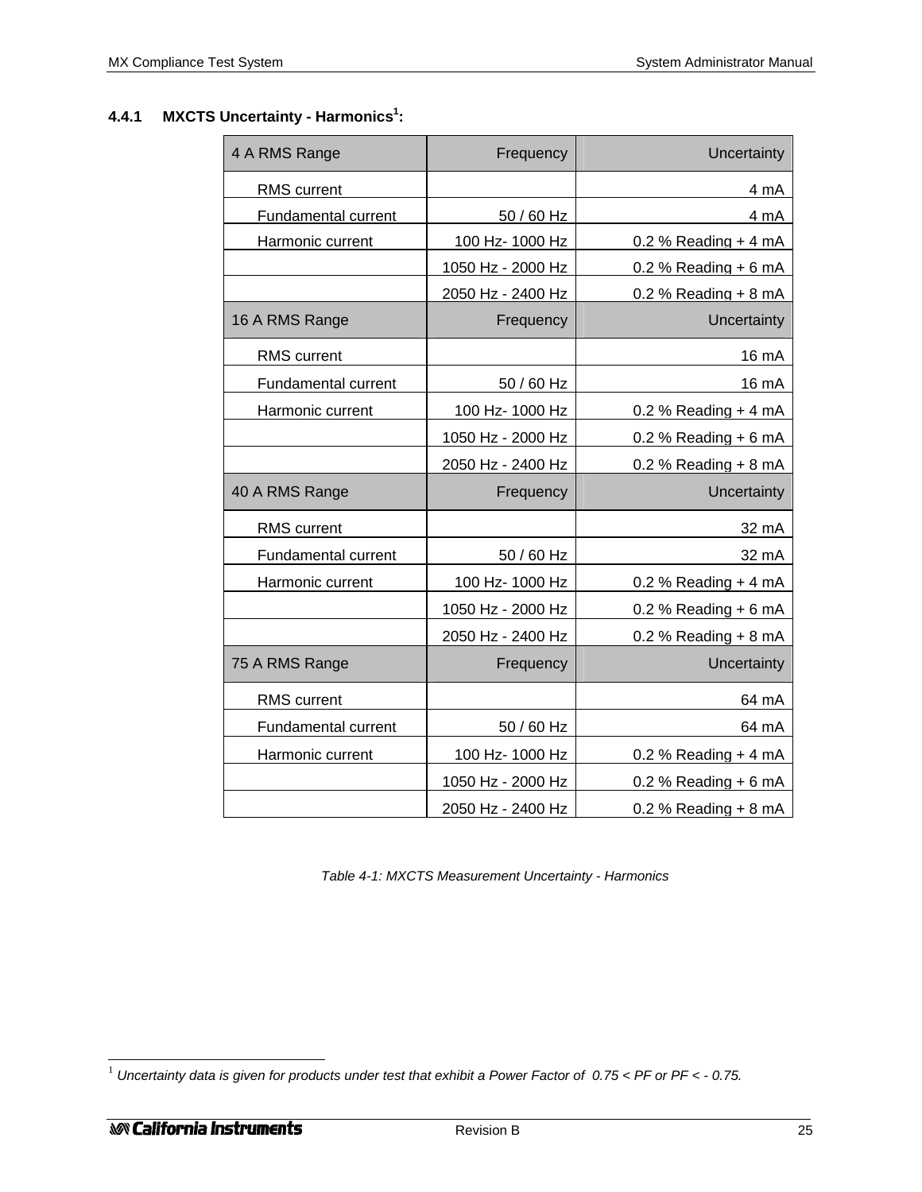### 4.4.1 MXCTS Uncertainty - Harmonics[1]:

| 4 A RMS Range | Frequency | Uncertainty |
|---|---|---|
| RMS current | | 4 mA |
| Fundamental current | 50 / 60 Hz | 4 mA |
| Harmonic current | 100 Hz- 1000 Hz | 0.2 % Reading + 4 mA |
| | 1050 Hz - 2000 Hz | 0.2 % Reading + 6 mA |
| | 2050 Hz - 2400 Hz | 0.2 % Reading + 8 mA |
| **16 A RMS Range** | **Frequency** | **Uncertainty** |
| RMS current | | 16 mA |
| Fundamental current | 50 / 60 Hz | 16 mA |
| Harmonic current | 100 Hz- 1000 Hz | 0.2 % Reading + 4 mA |
| | 1050 Hz - 2000 Hz | 0.2 % Reading + 6 mA |
| | 2050 Hz - 2400 Hz | 0.2 % Reading + 8 mA |
| **40 A RMS Range** | **Frequency** | **Uncertainty** |
| RMS current | | 32 mA |
| Fundamental current | 50 / 60 Hz | 32 mA |
| Harmonic current | 100 Hz- 1000 Hz | 0.2 % Reading + 4 mA |
| | 1050 Hz - 2000 Hz | 0.2 % Reading + 6 mA |
| | 2050 Hz - 2400 Hz | 0.2 % Reading + 8 mA |
| **75 A RMS Range** | **Frequency** | **Uncertainty** |
| RMS current | | 64 mA |
| Fundamental current | 50 / 60 Hz | 64 mA |
| Harmonic current | 100 Hz- 1000 Hz | 0.2 % Reading + 4 mA |
| | 1050 Hz - 2000 Hz | 0.2 % Reading + 6 mA |
| | 2050 Hz - 2400 Hz | 0.2 % Reading + 8 mA |

*Table 4-1: MXCTS Measurement Uncertainty - Harmonics*

[1] *Uncertainty data is given for products under test that exhibit a Power Factor of 0.75 < PF or PF < - 0.75.*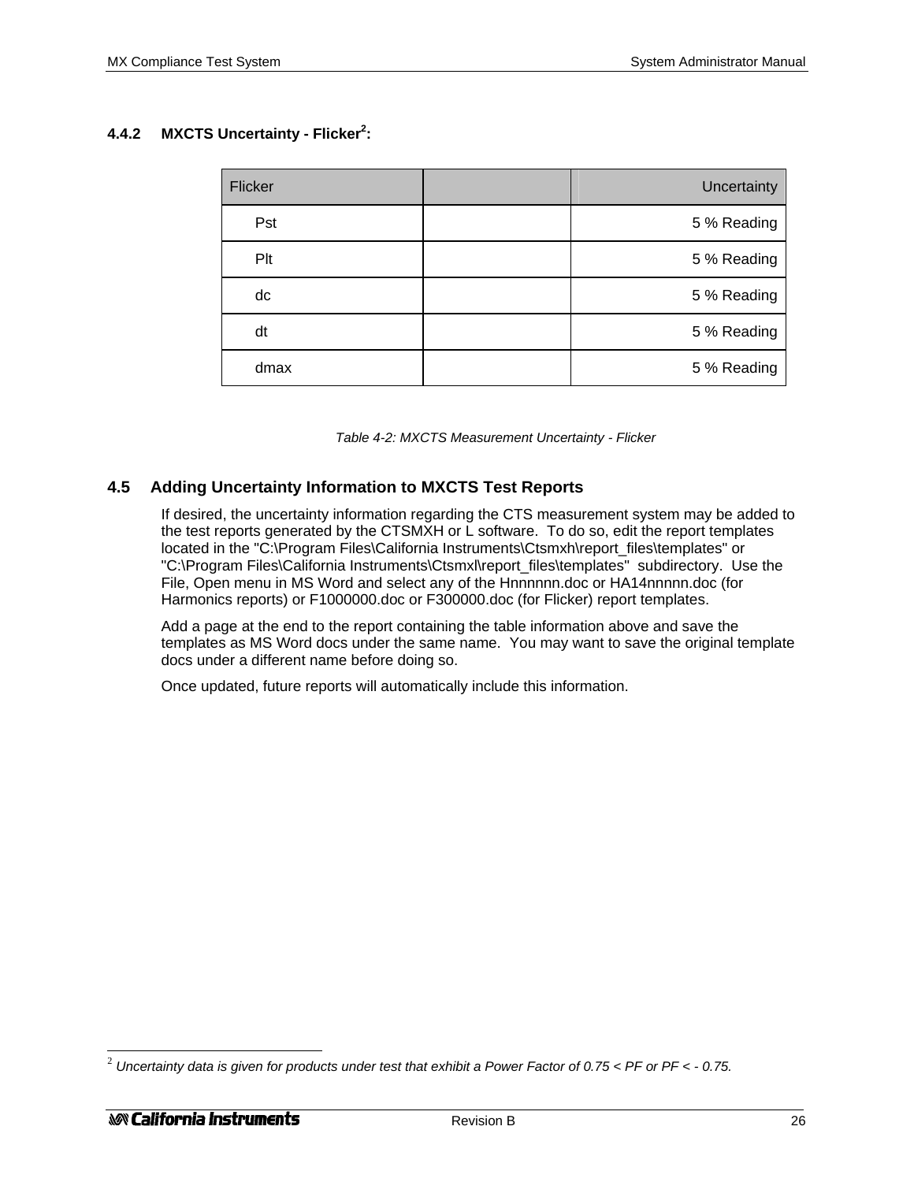### 4.4.2 MXCTS Uncertainty - Flicker[2]:

| Flicker | | Uncertainty |
|---|---|---|
| Pst | | 5 % Reading |
| Plt | | 5 % Reading |
| dc | | 5 % Reading |
| dt | | 5 % Reading |
| dmax | | 5 % Reading |

*Table 4-2: MXCTS Measurement Uncertainty - Flicker*

## 4.5 Adding Uncertainty Information to MXCTS Test Reports

If desired, the uncertainty information regarding the CTS measurement system may be added to the test reports generated by the CTSMXH or L software. To do so, edit the report templates located in the "C:\Program Files\California Instruments\Ctsmxh\report_files\templates" or "C:\Program Files\California Instruments\Ctsmxl\report_files\templates" subdirectory. Use the File, Open menu in MS Word and select any of the Hnnnnnn.doc or HA14nnnnn.doc (for Harmonics reports) or F1000000.doc or F300000.doc (for Flicker) report templates.

Add a page at the end to the report containing the table information above and save the templates as MS Word docs under the same name. You may want to save the original template docs under a different name before doing so.

Once updated, future reports will automatically include this information.

[2] *Uncertainty data is given for products under test that exhibit a Power Factor of 0.75 < PF or PF < - 0.75.*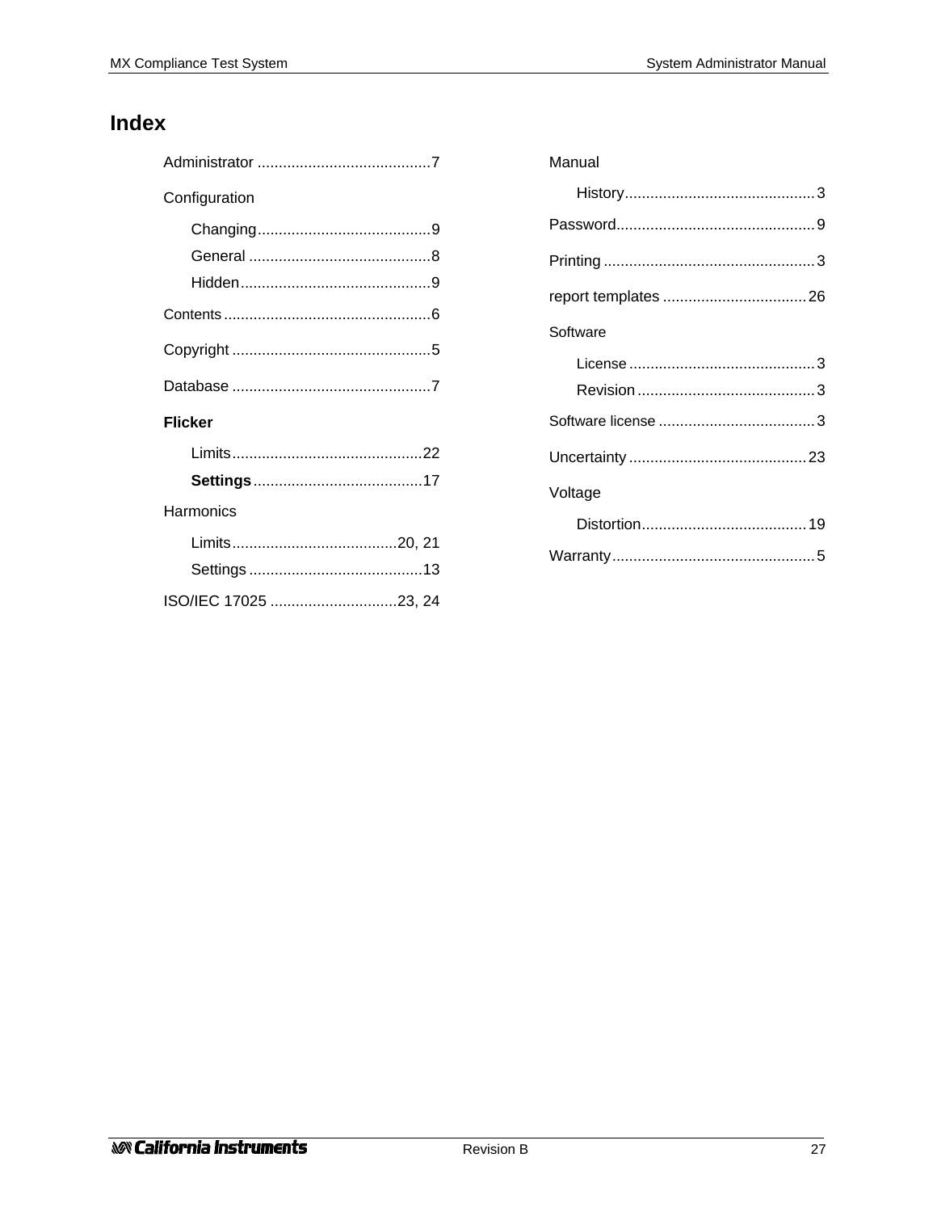# Index

Administrator .........................................7

Configuration

- Changing.........................................9
- General ...........................................8
- Hidden.............................................9

Contents .................................................6

Copyright ...............................................5

Database ...............................................7

**Flicker**

- Limits.............................................22
- **Settings**........................................17

Harmonics

- Limits.......................................20, 21
- Settings .........................................13

ISO/IEC 17025 ..............................23, 24

Manual

- History.............................................3

Password...............................................9

Printing ..................................................3

report templates ..................................26

Software

- License ............................................3
- Revision ..........................................3

Software license .....................................3

Uncertainty ..........................................23

Voltage

- Distortion.......................................19

Warranty................................................5